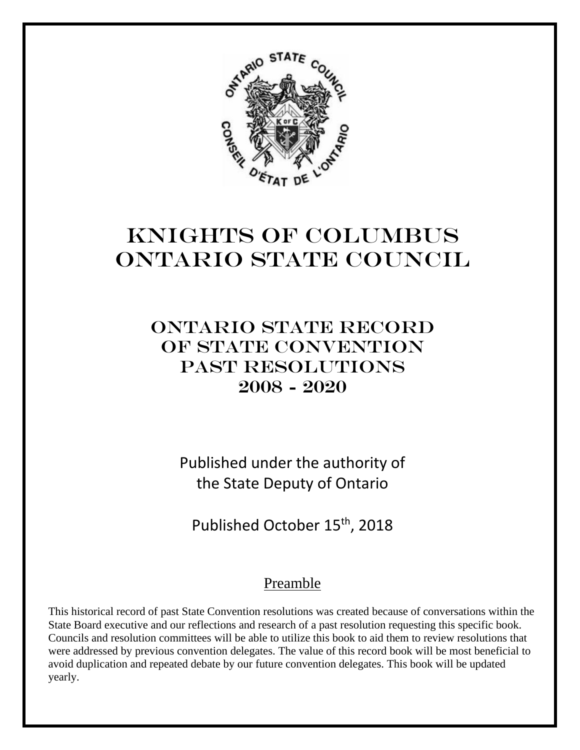# KNIGHTS OF COLUMBUS ONTARIO STATE COUNCIL

## ONTARIO STATE RECORD OF STATE CONVENTION PAST RESOLUTIONS 2008 - 2020

Published under the authority of the State Deputy of Ontario

Published October 15th, 2018

### Preamble

This historical record of past State Convention resolutions was created because of conversations within the State Board executive and our reflections and research of a past resolution requesting this specific book. Councils and resolution committees will be able to utilize this book to aid them to review resolutions that were addressed by previous convention delegates. The value of this record book will be most beneficial to avoid duplication and repeated debate by our future convention delegates. This book will be updated yearly.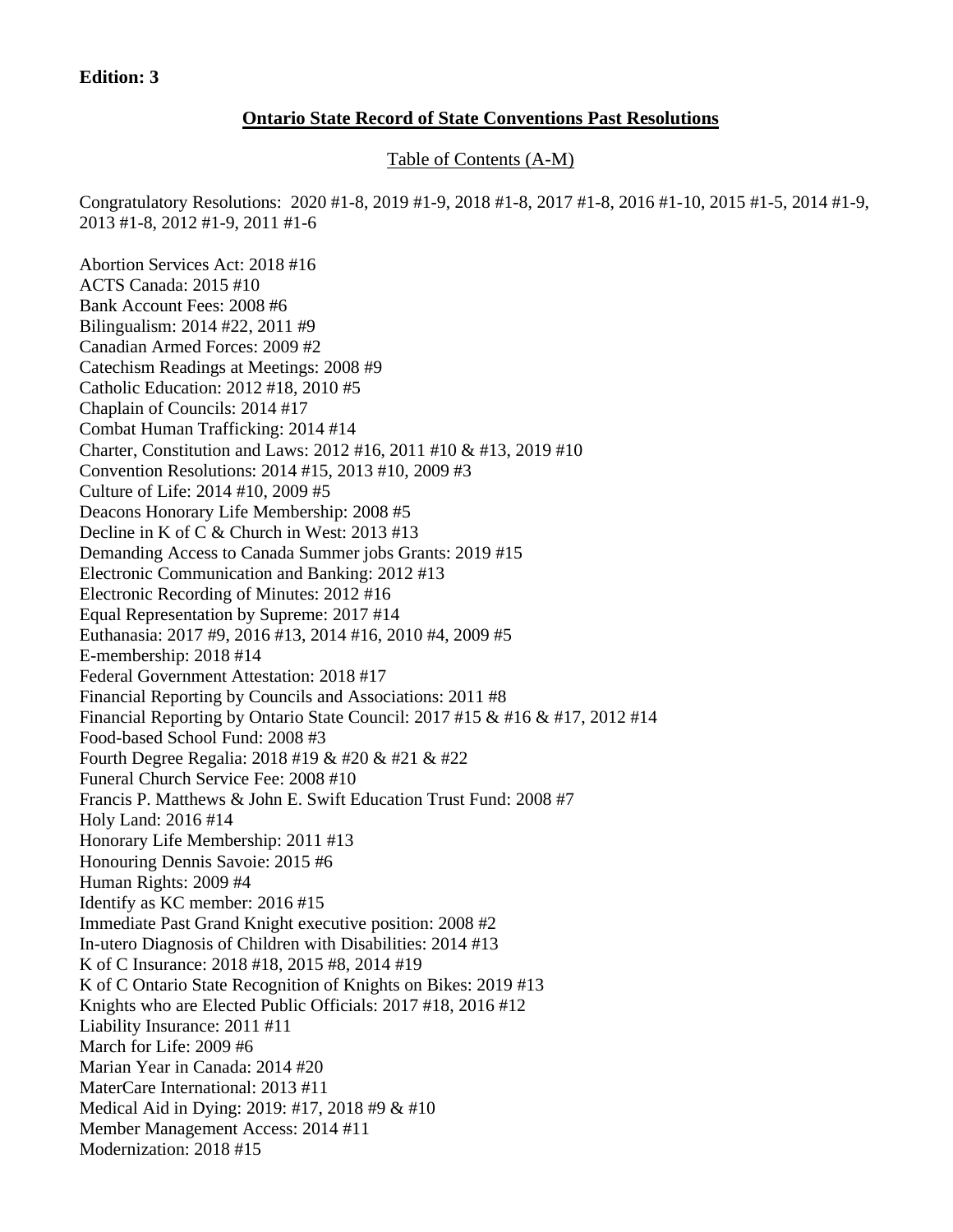**Edition: 3**

## Ontario State Record of State Conventions Past Resolutions

Table of Contents (A-M)

Congratulatory Resolutions: 2020 #1-8, 2019 #1-9, 2018 #1-8, 2017 #1-8, 2016 #1-10, 2015 #1-5, 2014 #1-9, 2013 #1-8, 2012 #1-9, 2011 #1-6

Abortion Services Act: 2018 #16
ACTS Canada: 2015 #10
Bank Account Fees: 2008 #6
Bilingualism: 2014 #22, 2011 #9
Canadian Armed Forces: 2009 #2
Catechism Readings at Meetings: 2008 #9
Catholic Education: 2012 #18, 2010 #5
Chaplain of Councils: 2014 #17
Combat Human Trafficking: 2014 #14
Charter, Constitution and Laws: 2012 #16, 2011 #10 & #13, 2019 #10
Convention Resolutions: 2014 #15, 2013 #10, 2009 #3
Culture of Life: 2014 #10, 2009 #5
Deacons Honorary Life Membership: 2008 #5
Decline in K of C & Church in West: 2013 #13
Demanding Access to Canada Summer jobs Grants: 2019 #15
Electronic Communication and Banking: 2012 #13
Electronic Recording of Minutes: 2012 #16
Equal Representation by Supreme: 2017 #14
Euthanasia: 2017 #9, 2016 #13, 2014 #16, 2010 #4, 2009 #5
E-membership: 2018 #14
Federal Government Attestation: 2018 #17
Financial Reporting by Councils and Associations: 2011 #8
Financial Reporting by Ontario State Council: 2017 #15 & #16 & #17, 2012 #14
Food-based School Fund: 2008 #3
Fourth Degree Regalia: 2018 #19 & #20 & #21 & #22
Funeral Church Service Fee: 2008 #10
Francis P. Matthews & John E. Swift Education Trust Fund: 2008 #7
Holy Land: 2016 #14
Honorary Life Membership: 2011 #13
Honouring Dennis Savoie: 2015 #6
Human Rights: 2009 #4
Identify as KC member: 2016 #15
Immediate Past Grand Knight executive position: 2008 #2
In-utero Diagnosis of Children with Disabilities: 2014 #13
K of C Insurance: 2018 #18, 2015 #8, 2014 #19
K of C Ontario State Recognition of Knights on Bikes: 2019 #13
Knights who are Elected Public Officials: 2017 #18, 2016 #12
Liability Insurance: 2011 #11
March for Life: 2009 #6
Marian Year in Canada: 2014 #20
MaterCare International: 2013 #11
Medical Aid in Dying: 2019: #17, 2018 #9 & #10
Member Management Access: 2014 #11
Modernization: 2018 #15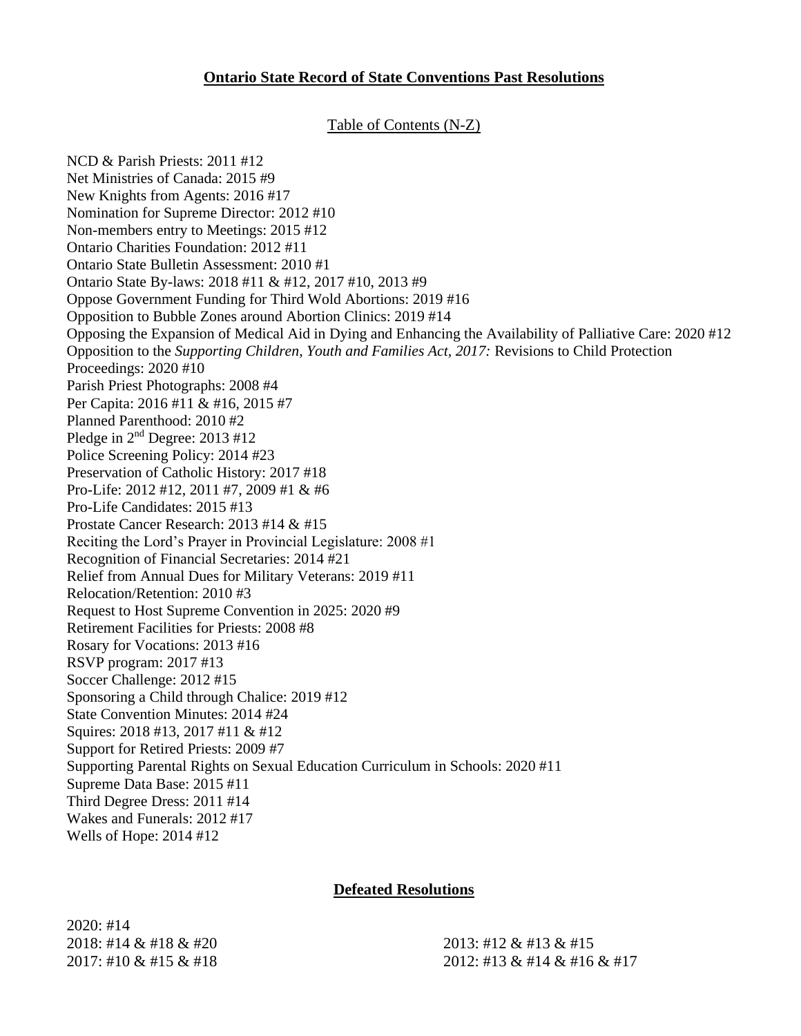**Ontario State Record of State Conventions Past Resolutions**

Table of Contents (N-Z)

NCD & Parish Priests: 2011 #12
Net Ministries of Canada: 2015 #9
New Knights from Agents: 2016 #17
Nomination for Supreme Director: 2012 #10
Non-members entry to Meetings: 2015 #12
Ontario Charities Foundation: 2012 #11
Ontario State Bulletin Assessment: 2010 #1
Ontario State By-laws: 2018 #11 & #12, 2017 #10, 2013 #9
Oppose Government Funding for Third Wold Abortions: 2019 #16
Opposition to Bubble Zones around Abortion Clinics: 2019 #14
Opposing the Expansion of Medical Aid in Dying and Enhancing the Availability of Palliative Care: 2020 #12
Opposition to the *Supporting Children, Youth and Families Act, 2017:* Revisions to Child Protection Proceedings: 2020 #10
Parish Priest Photographs: 2008 #4
Per Capita: 2016 #11 & #16, 2015 #7
Planned Parenthood: 2010 #2
Pledge in 2nd Degree: 2013 #12
Police Screening Policy: 2014 #23
Preservation of Catholic History: 2017 #18
Pro-Life: 2012 #12, 2011 #7, 2009 #1 & #6
Pro-Life Candidates: 2015 #13
Prostate Cancer Research: 2013 #14 & #15
Reciting the Lord's Prayer in Provincial Legislature: 2008 #1
Recognition of Financial Secretaries: 2014 #21
Relief from Annual Dues for Military Veterans: 2019 #11
Relocation/Retention: 2010 #3
Request to Host Supreme Convention in 2025: 2020 #9
Retirement Facilities for Priests: 2008 #8
Rosary for Vocations: 2013 #16
RSVP program: 2017 #13
Soccer Challenge: 2012 #15
Sponsoring a Child through Chalice: 2019 #12
State Convention Minutes: 2014 #24
Squires: 2018 #13, 2017 #11 & #12
Support for Retired Priests: 2009 #7
Supporting Parental Rights on Sexual Education Curriculum in Schools: 2020 #11
Supreme Data Base: 2015 #11
Third Degree Dress: 2011 #14
Wakes and Funerals: 2012 #17
Wells of Hope: 2014 #12

**Defeated Resolutions**

2020: #14
2018: #14 & #18 & #20
2017: #10 & #15 & #18
2013: #12 & #13 & #15
2012: #13 & #14 & #16 & #17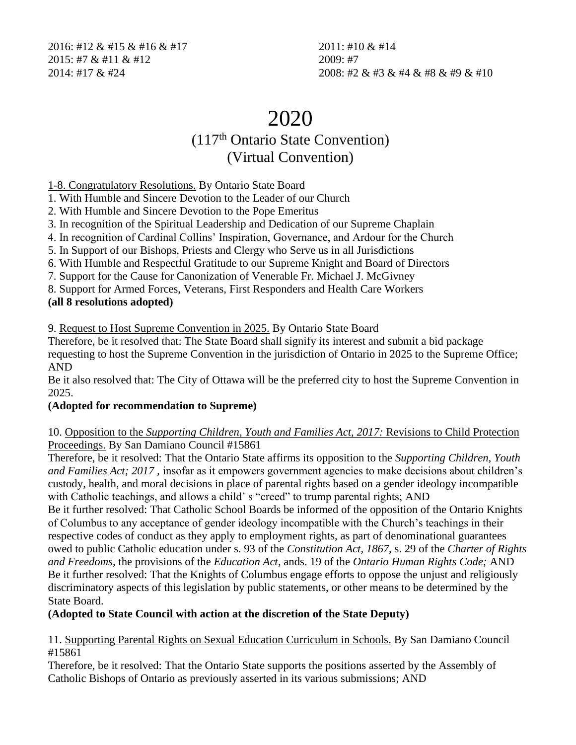2016: #12 & #15 & #16 & #17
2015: #7 & #11 & #12
2014: #17 & #24
2011: #10 & #14
2009: #7
2008: #2 & #3 & #4 & #8 & #9 & #10

# 2020

## (117th Ontario State Convention)
## (Virtual Convention)

1-8. Congratulatory Resolutions. By Ontario State Board

1. With Humble and Sincere Devotion to the Leader of our Church
2. With Humble and Sincere Devotion to the Pope Emeritus
3. In recognition of the Spiritual Leadership and Dedication of our Supreme Chaplain
4. In recognition of Cardinal Collins' Inspiration, Governance, and Ardour for the Church
5. In Support of our Bishops, Priests and Clergy who Serve us in all Jurisdictions
6. With Humble and Respectful Gratitude to our Supreme Knight and Board of Directors
7. Support for the Cause for Canonization of Venerable Fr. Michael J. McGivney
8. Support for Armed Forces, Veterans, First Responders and Health Care Workers

**(all 8 resolutions adopted)**

9. Request to Host Supreme Convention in 2025. By Ontario State Board
Therefore, be it resolved that: The State Board shall signify its interest and submit a bid package requesting to host the Supreme Convention in the jurisdiction of Ontario in 2025 to the Supreme Office; AND
Be it also resolved that: The City of Ottawa will be the preferred city to host the Supreme Convention in 2025.
**(Adopted for recommendation to Supreme)**

10. Opposition to the *Supporting Children, Youth and Families Act, 2017:* Revisions to Child Protection Proceedings. By San Damiano Council #15861
Therefore, be it resolved: That the Ontario State affirms its opposition to the *Supporting Children, Youth and Families Act; 2017* , insofar as it empowers government agencies to make decisions about children's custody, health, and moral decisions in place of parental rights based on a gender ideology incompatible with Catholic teachings, and allows a child' s "creed" to trump parental rights; AND
Be it further resolved: That Catholic School Boards be informed of the opposition of the Ontario Knights of Columbus to any acceptance of gender ideology incompatible with the Church's teachings in their respective codes of conduct as they apply to employment rights, as part of denominational guarantees owed to public Catholic education under s. 93 of the *Constitution Act, 1867,* s. 29 of the *Charter of Rights and Freedoms*, the provisions of the *Education Act*, ands. 19 of the *Ontario Human Rights Code;* AND
Be it further resolved: That the Knights of Columbus engage efforts to oppose the unjust and religiously discriminatory aspects of this legislation by public statements, or other means to be determined by the State Board.
**(Adopted to State Council with action at the discretion of the State Deputy)**

11. Supporting Parental Rights on Sexual Education Curriculum in Schools. By San Damiano Council #15861
Therefore, be it resolved: That the Ontario State supports the positions asserted by the Assembly of Catholic Bishops of Ontario as previously asserted in its various submissions; AND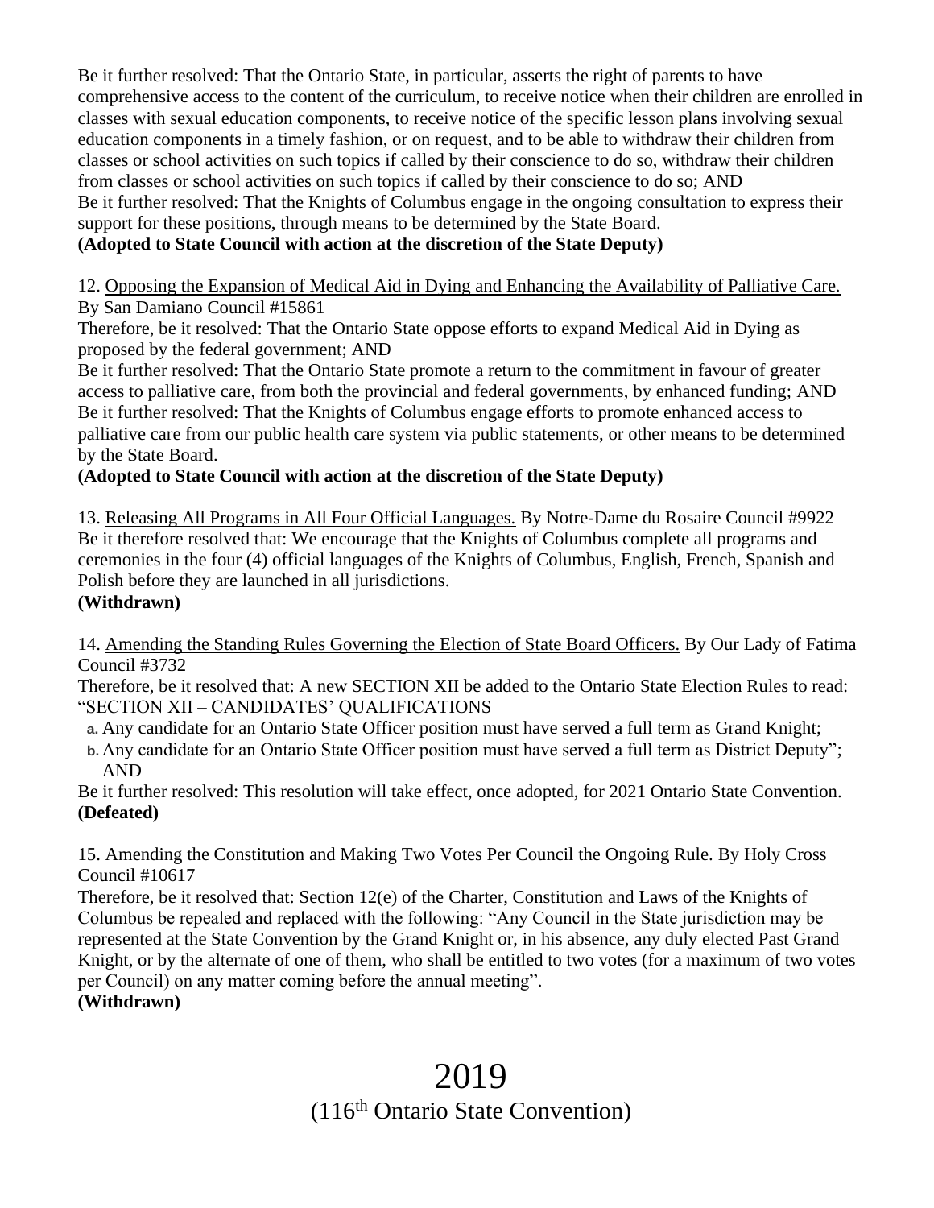Be it further resolved: That the Ontario State, in particular, asserts the right of parents to have comprehensive access to the content of the curriculum, to receive notice when their children are enrolled in classes with sexual education components, to receive notice of the specific lesson plans involving sexual education components in a timely fashion, or on request, and to be able to withdraw their children from classes or school activities on such topics if called by their conscience to do so, withdraw their children from classes or school activities on such topics if called by their conscience to do so; AND
Be it further resolved: That the Knights of Columbus engage in the ongoing consultation to express their support for these positions, through means to be determined by the State Board.
**(Adopted to State Council with action at the discretion of the State Deputy)**

12. Opposing the Expansion of Medical Aid in Dying and Enhancing the Availability of Palliative Care. By San Damiano Council #15861
Therefore, be it resolved: That the Ontario State oppose efforts to expand Medical Aid in Dying as proposed by the federal government; AND
Be it further resolved: That the Ontario State promote a return to the commitment in favour of greater access to palliative care, from both the provincial and federal governments, by enhanced funding; AND
Be it further resolved: That the Knights of Columbus engage efforts to promote enhanced access to palliative care from our public health care system via public statements, or other means to be determined by the State Board.
**(Adopted to State Council with action at the discretion of the State Deputy)**

13. Releasing All Programs in All Four Official Languages. By Notre-Dame du Rosaire Council #9922
Be it therefore resolved that: We encourage that the Knights of Columbus complete all programs and ceremonies in the four (4) official languages of the Knights of Columbus, English, French, Spanish and Polish before they are launched in all jurisdictions.
**(Withdrawn)**

14. Amending the Standing Rules Governing the Election of State Board Officers. By Our Lady of Fatima Council #3732
Therefore, be it resolved that: A new SECTION XII be added to the Ontario State Election Rules to read: "SECTION XII – CANDIDATES' QUALIFICATIONS

a. Any candidate for an Ontario State Officer position must have served a full term as Grand Knight;
b. Any candidate for an Ontario State Officer position must have served a full term as District Deputy"; AND

Be it further resolved: This resolution will take effect, once adopted, for 2021 Ontario State Convention.
**(Defeated)**

15. Amending the Constitution and Making Two Votes Per Council the Ongoing Rule. By Holy Cross Council #10617
Therefore, be it resolved that: Section 12(e) of the Charter, Constitution and Laws of the Knights of Columbus be repealed and replaced with the following: "Any Council in the State jurisdiction may be represented at the State Convention by the Grand Knight or, in his absence, any duly elected Past Grand Knight, or by the alternate of one of them, who shall be entitled to two votes (for a maximum of two votes per Council) on any matter coming before the annual meeting".
**(Withdrawn)**

# 2019
## (116th Ontario State Convention)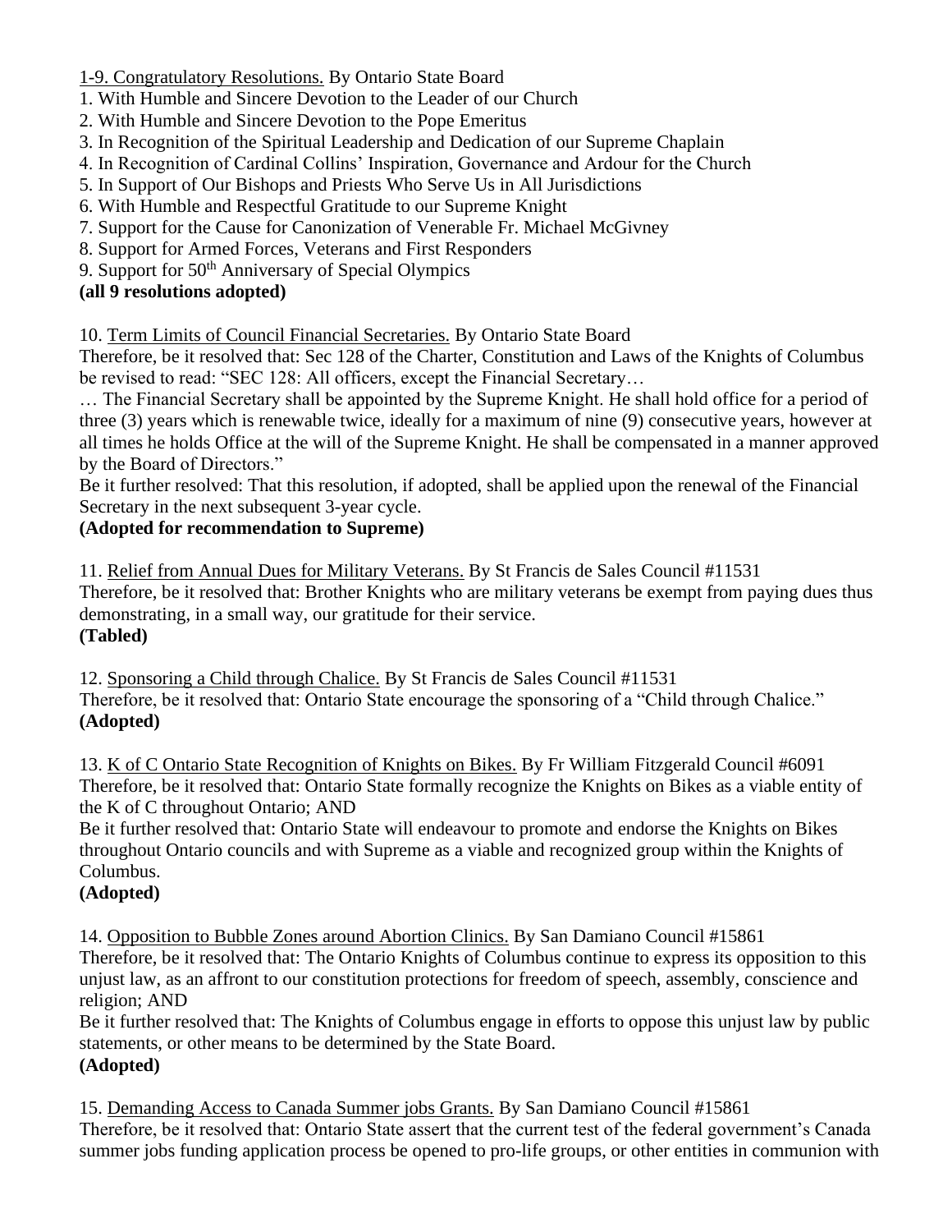1-9. Congratulatory Resolutions. By Ontario State Board

1. With Humble and Sincere Devotion to the Leader of our Church
2. With Humble and Sincere Devotion to the Pope Emeritus
3. In Recognition of the Spiritual Leadership and Dedication of our Supreme Chaplain
4. In Recognition of Cardinal Collins' Inspiration, Governance and Ardour for the Church
5. In Support of Our Bishops and Priests Who Serve Us in All Jurisdictions
6. With Humble and Respectful Gratitude to our Supreme Knight
7. Support for the Cause for Canonization of Venerable Fr. Michael McGivney
8. Support for Armed Forces, Veterans and First Responders
9. Support for 50th Anniversary of Special Olympics

**(all 9 resolutions adopted)**

10. Term Limits of Council Financial Secretaries. By Ontario State Board
Therefore, be it resolved that: Sec 128 of the Charter, Constitution and Laws of the Knights of Columbus be revised to read: "SEC 128: All officers, except the Financial Secretary…

… The Financial Secretary shall be appointed by the Supreme Knight. He shall hold office for a period of three (3) years which is renewable twice, ideally for a maximum of nine (9) consecutive years, however at all times he holds Office at the will of the Supreme Knight. He shall be compensated in a manner approved by the Board of Directors."

Be it further resolved: That this resolution, if adopted, shall be applied upon the renewal of the Financial Secretary in the next subsequent 3-year cycle.

**(Adopted for recommendation to Supreme)**

11. Relief from Annual Dues for Military Veterans. By St Francis de Sales Council #11531
Therefore, be it resolved that: Brother Knights who are military veterans be exempt from paying dues thus demonstrating, in a small way, our gratitude for their service.
**(Tabled)**

12. Sponsoring a Child through Chalice. By St Francis de Sales Council #11531
Therefore, be it resolved that: Ontario State encourage the sponsoring of a "Child through Chalice."
**(Adopted)**

13. K of C Ontario State Recognition of Knights on Bikes. By Fr William Fitzgerald Council #6091
Therefore, be it resolved that: Ontario State formally recognize the Knights on Bikes as a viable entity of the K of C throughout Ontario; AND

Be it further resolved that: Ontario State will endeavour to promote and endorse the Knights on Bikes throughout Ontario councils and with Supreme as a viable and recognized group within the Knights of Columbus.
**(Adopted)**

14. Opposition to Bubble Zones around Abortion Clinics. By San Damiano Council #15861
Therefore, be it resolved that: The Ontario Knights of Columbus continue to express its opposition to this unjust law, as an affront to our constitution protections for freedom of speech, assembly, conscience and religion; AND

Be it further resolved that: The Knights of Columbus engage in efforts to oppose this unjust law by public statements, or other means to be determined by the State Board.
**(Adopted)**

15. Demanding Access to Canada Summer jobs Grants. By San Damiano Council #15861
Therefore, be it resolved that: Ontario State assert that the current test of the federal government's Canada summer jobs funding application process be opened to pro-life groups, or other entities in communion with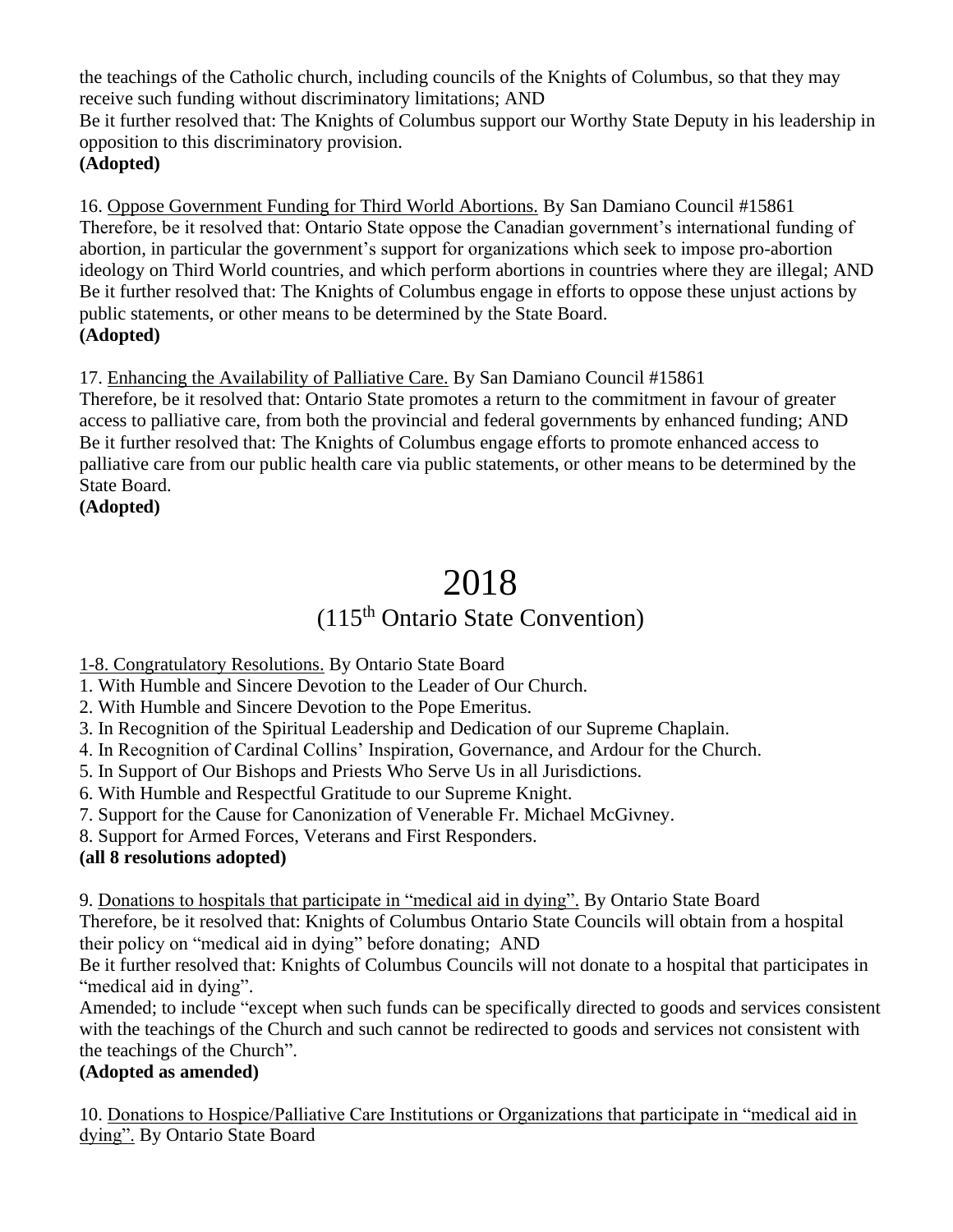the teachings of the Catholic church, including councils of the Knights of Columbus, so that they may receive such funding without discriminatory limitations; AND
Be it further resolved that: The Knights of Columbus support our Worthy State Deputy in his leadership in opposition to this discriminatory provision.
**(Adopted)**

16. Oppose Government Funding for Third World Abortions. By San Damiano Council #15861
Therefore, be it resolved that: Ontario State oppose the Canadian government's international funding of abortion, in particular the government's support for organizations which seek to impose pro-abortion ideology on Third World countries, and which perform abortions in countries where they are illegal; AND
Be it further resolved that: The Knights of Columbus engage in efforts to oppose these unjust actions by public statements, or other means to be determined by the State Board.
**(Adopted)**

17. Enhancing the Availability of Palliative Care. By San Damiano Council #15861
Therefore, be it resolved that: Ontario State promotes a return to the commitment in favour of greater access to palliative care, from both the provincial and federal governments by enhanced funding; AND
Be it further resolved that: The Knights of Columbus engage efforts to promote enhanced access to palliative care from our public health care via public statements, or other means to be determined by the State Board.
**(Adopted)**

# 2018

## (115th Ontario State Convention)

1-8. Congratulatory Resolutions. By Ontario State Board
1. With Humble and Sincere Devotion to the Leader of Our Church.
2. With Humble and Sincere Devotion to the Pope Emeritus.
3. In Recognition of the Spiritual Leadership and Dedication of our Supreme Chaplain.
4. In Recognition of Cardinal Collins' Inspiration, Governance, and Ardour for the Church.
5. In Support of Our Bishops and Priests Who Serve Us in all Jurisdictions.
6. With Humble and Respectful Gratitude to our Supreme Knight.
7. Support for the Cause for Canonization of Venerable Fr. Michael McGivney.
8. Support for Armed Forces, Veterans and First Responders.

**(all 8 resolutions adopted)**

9. Donations to hospitals that participate in "medical aid in dying". By Ontario State Board
Therefore, be it resolved that: Knights of Columbus Ontario State Councils will obtain from a hospital their policy on "medical aid in dying" before donating; AND
Be it further resolved that: Knights of Columbus Councils will not donate to a hospital that participates in "medical aid in dying".
Amended; to include "except when such funds can be specifically directed to goods and services consistent with the teachings of the Church and such cannot be redirected to goods and services not consistent with the teachings of the Church".
**(Adopted as amended)**

10. Donations to Hospice/Palliative Care Institutions or Organizations that participate in "medical aid in dying". By Ontario State Board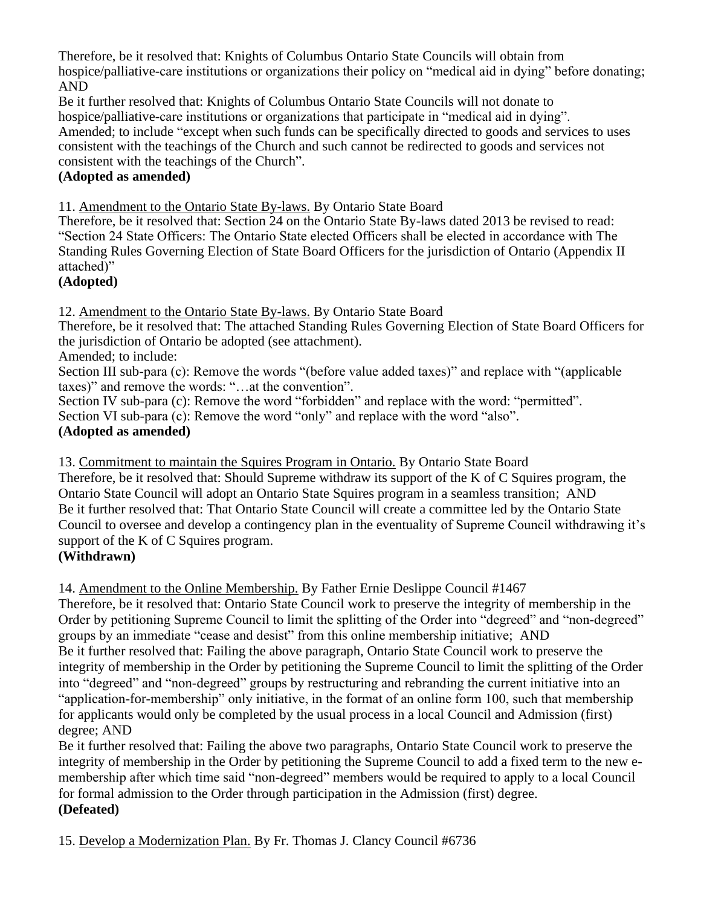Therefore, be it resolved that: Knights of Columbus Ontario State Councils will obtain from hospice/palliative-care institutions or organizations their policy on "medical aid in dying" before donating; AND

Be it further resolved that: Knights of Columbus Ontario State Councils will not donate to hospice/palliative-care institutions or organizations that participate in "medical aid in dying".

Amended; to include "except when such funds can be specifically directed to goods and services to uses consistent with the teachings of the Church and such cannot be redirected to goods and services not consistent with the teachings of the Church".

**(Adopted as amended)**

11. Amendment to the Ontario State By-laws. By Ontario State Board

Therefore, be it resolved that: Section 24 on the Ontario State By-laws dated 2013 be revised to read: "Section 24 State Officers: The Ontario State elected Officers shall be elected in accordance with The Standing Rules Governing Election of State Board Officers for the jurisdiction of Ontario (Appendix II attached)"

**(Adopted)**

12. Amendment to the Ontario State By-laws. By Ontario State Board

Therefore, be it resolved that: The attached Standing Rules Governing Election of State Board Officers for the jurisdiction of Ontario be adopted (see attachment).

Amended; to include:

Section III sub-para (c): Remove the words "(before value added taxes)" and replace with "(applicable taxes)" and remove the words: "…at the convention".

Section IV sub-para (c): Remove the word "forbidden" and replace with the word: "permitted".

Section VI sub-para (c): Remove the word "only" and replace with the word "also".

**(Adopted as amended)**

13. Commitment to maintain the Squires Program in Ontario. By Ontario State Board

Therefore, be it resolved that: Should Supreme withdraw its support of the K of C Squires program, the Ontario State Council will adopt an Ontario State Squires program in a seamless transition; AND

Be it further resolved that: That Ontario State Council will create a committee led by the Ontario State Council to oversee and develop a contingency plan in the eventuality of Supreme Council withdrawing it's support of the K of C Squires program.

**(Withdrawn)**

14. Amendment to the Online Membership. By Father Ernie Deslippe Council #1467

Therefore, be it resolved that: Ontario State Council work to preserve the integrity of membership in the Order by petitioning Supreme Council to limit the splitting of the Order into "degreed" and "non-degreed" groups by an immediate "cease and desist" from this online membership initiative; AND

Be it further resolved that: Failing the above paragraph, Ontario State Council work to preserve the integrity of membership in the Order by petitioning the Supreme Council to limit the splitting of the Order into "degreed" and "non-degreed" groups by restructuring and rebranding the current initiative into an "application-for-membership" only initiative, in the format of an online form 100, such that membership for applicants would only be completed by the usual process in a local Council and Admission (first) degree; AND

Be it further resolved that: Failing the above two paragraphs, Ontario State Council work to preserve the integrity of membership in the Order by petitioning the Supreme Council to add a fixed term to the new e-membership after which time said "non-degreed" members would be required to apply to a local Council for formal admission to the Order through participation in the Admission (first) degree.

**(Defeated)**

15. Develop a Modernization Plan. By Fr. Thomas J. Clancy Council #6736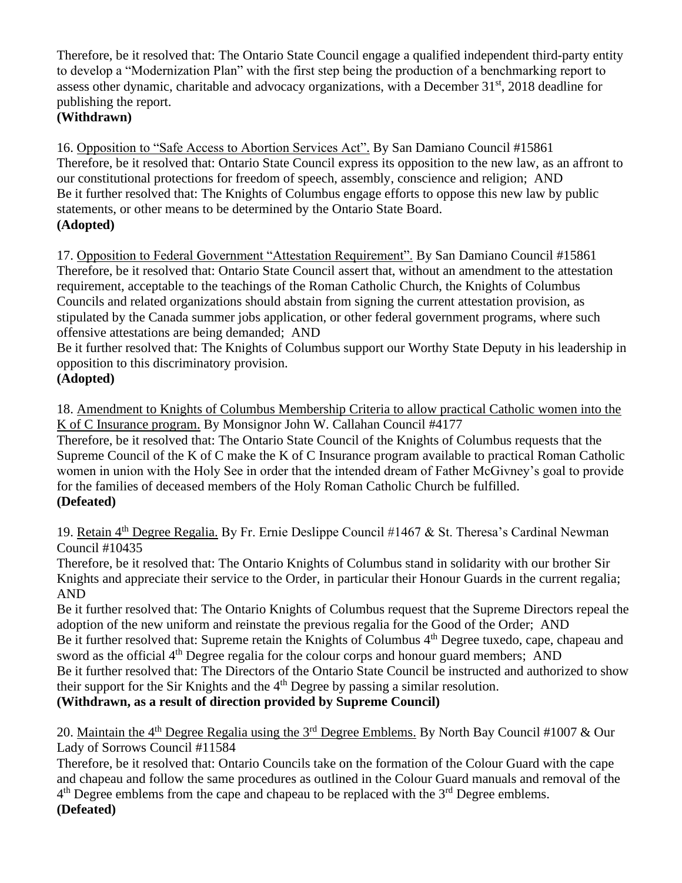Therefore, be it resolved that: The Ontario State Council engage a qualified independent third-party entity to develop a “Modernization Plan” with the first step being the production of a benchmarking report to assess other dynamic, charitable and advocacy organizations, with a December 31st, 2018 deadline for publishing the report.
**(Withdrawn)**

16. Opposition to “Safe Access to Abortion Services Act”. By San Damiano Council #15861
Therefore, be it resolved that: Ontario State Council express its opposition to the new law, as an affront to our constitutional protections for freedom of speech, assembly, conscience and religion; AND
Be it further resolved that: The Knights of Columbus engage efforts to oppose this new law by public statements, or other means to be determined by the Ontario State Board.
**(Adopted)**

17. Opposition to Federal Government “Attestation Requirement”. By San Damiano Council #15861
Therefore, be it resolved that: Ontario State Council assert that, without an amendment to the attestation requirement, acceptable to the teachings of the Roman Catholic Church, the Knights of Columbus Councils and related organizations should abstain from signing the current attestation provision, as stipulated by the Canada summer jobs application, or other federal government programs, where such offensive attestations are being demanded; AND
Be it further resolved that: The Knights of Columbus support our Worthy State Deputy in his leadership in opposition to this discriminatory provision.
**(Adopted)**

18. Amendment to Knights of Columbus Membership Criteria to allow practical Catholic women into the K of C Insurance program. By Monsignor John W. Callahan Council #4177
Therefore, be it resolved that: The Ontario State Council of the Knights of Columbus requests that the Supreme Council of the K of C make the K of C Insurance program available to practical Roman Catholic women in union with the Holy See in order that the intended dream of Father McGivney’s goal to provide for the families of deceased members of the Holy Roman Catholic Church be fulfilled.
**(Defeated)**

19. Retain 4th Degree Regalia. By Fr. Ernie Deslippe Council #1467 & St. Theresa’s Cardinal Newman Council #10435
Therefore, be it resolved that: The Ontario Knights of Columbus stand in solidarity with our brother Sir Knights and appreciate their service to the Order, in particular their Honour Guards in the current regalia; AND
Be it further resolved that: The Ontario Knights of Columbus request that the Supreme Directors repeal the adoption of the new uniform and reinstate the previous regalia for the Good of the Order; AND
Be it further resolved that: Supreme retain the Knights of Columbus 4th Degree tuxedo, cape, chapeau and sword as the official 4th Degree regalia for the colour corps and honour guard members; AND
Be it further resolved that: The Directors of the Ontario State Council be instructed and authorized to show their support for the Sir Knights and the 4th Degree by passing a similar resolution.
**(Withdrawn, as a result of direction provided by Supreme Council)**

20. Maintain the 4th Degree Regalia using the 3rd Degree Emblems. By North Bay Council #1007 & Our Lady of Sorrows Council #11584
Therefore, be it resolved that: Ontario Councils take on the formation of the Colour Guard with the cape and chapeau and follow the same procedures as outlined in the Colour Guard manuals and removal of the 4th Degree emblems from the cape and chapeau to be replaced with the 3rd Degree emblems.
**(Defeated)**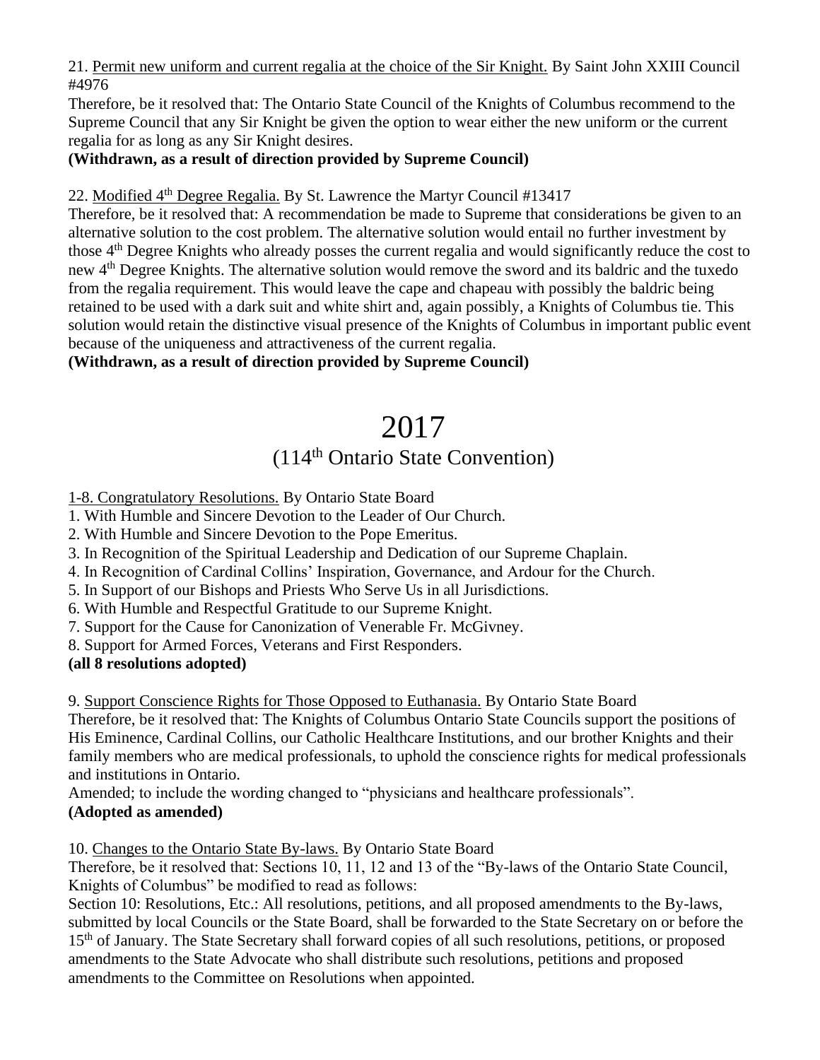21. Permit new uniform and current regalia at the choice of the Sir Knight. By Saint John XXIII Council #4976

Therefore, be it resolved that: The Ontario State Council of the Knights of Columbus recommend to the Supreme Council that any Sir Knight be given the option to wear either the new uniform or the current regalia for as long as any Sir Knight desires.

**(Withdrawn, as a result of direction provided by Supreme Council)**

22. Modified 4th Degree Regalia. By St. Lawrence the Martyr Council #13417

Therefore, be it resolved that: A recommendation be made to Supreme that considerations be given to an alternative solution to the cost problem. The alternative solution would entail no further investment by those 4th Degree Knights who already posses the current regalia and would significantly reduce the cost to new 4th Degree Knights. The alternative solution would remove the sword and its baldric and the tuxedo from the regalia requirement. This would leave the cape and chapeau with possibly the baldric being retained to be used with a dark suit and white shirt and, again possibly, a Knights of Columbus tie. This solution would retain the distinctive visual presence of the Knights of Columbus in important public event because of the uniqueness and attractiveness of the current regalia.

**(Withdrawn, as a result of direction provided by Supreme Council)**

# 2017

## (114th Ontario State Convention)

1-8. Congratulatory Resolutions. By Ontario State Board

1. With Humble and Sincere Devotion to the Leader of Our Church.
2. With Humble and Sincere Devotion to the Pope Emeritus.
3. In Recognition of the Spiritual Leadership and Dedication of our Supreme Chaplain.
4. In Recognition of Cardinal Collins' Inspiration, Governance, and Ardour for the Church.
5. In Support of our Bishops and Priests Who Serve Us in all Jurisdictions.
6. With Humble and Respectful Gratitude to our Supreme Knight.
7. Support for the Cause for Canonization of Venerable Fr. McGivney.
8. Support for Armed Forces, Veterans and First Responders.

**(all 8 resolutions adopted)**

9. Support Conscience Rights for Those Opposed to Euthanasia. By Ontario State Board

Therefore, be it resolved that: The Knights of Columbus Ontario State Councils support the positions of His Eminence, Cardinal Collins, our Catholic Healthcare Institutions, and our brother Knights and their family members who are medical professionals, to uphold the conscience rights for medical professionals and institutions in Ontario.

Amended; to include the wording changed to "physicians and healthcare professionals".

**(Adopted as amended)**

10. Changes to the Ontario State By-laws. By Ontario State Board

Therefore, be it resolved that: Sections 10, 11, 12 and 13 of the "By-laws of the Ontario State Council, Knights of Columbus" be modified to read as follows:

Section 10: Resolutions, Etc.: All resolutions, petitions, and all proposed amendments to the By-laws, submitted by local Councils or the State Board, shall be forwarded to the State Secretary on or before the 15th of January. The State Secretary shall forward copies of all such resolutions, petitions, or proposed amendments to the State Advocate who shall distribute such resolutions, petitions and proposed amendments to the Committee on Resolutions when appointed.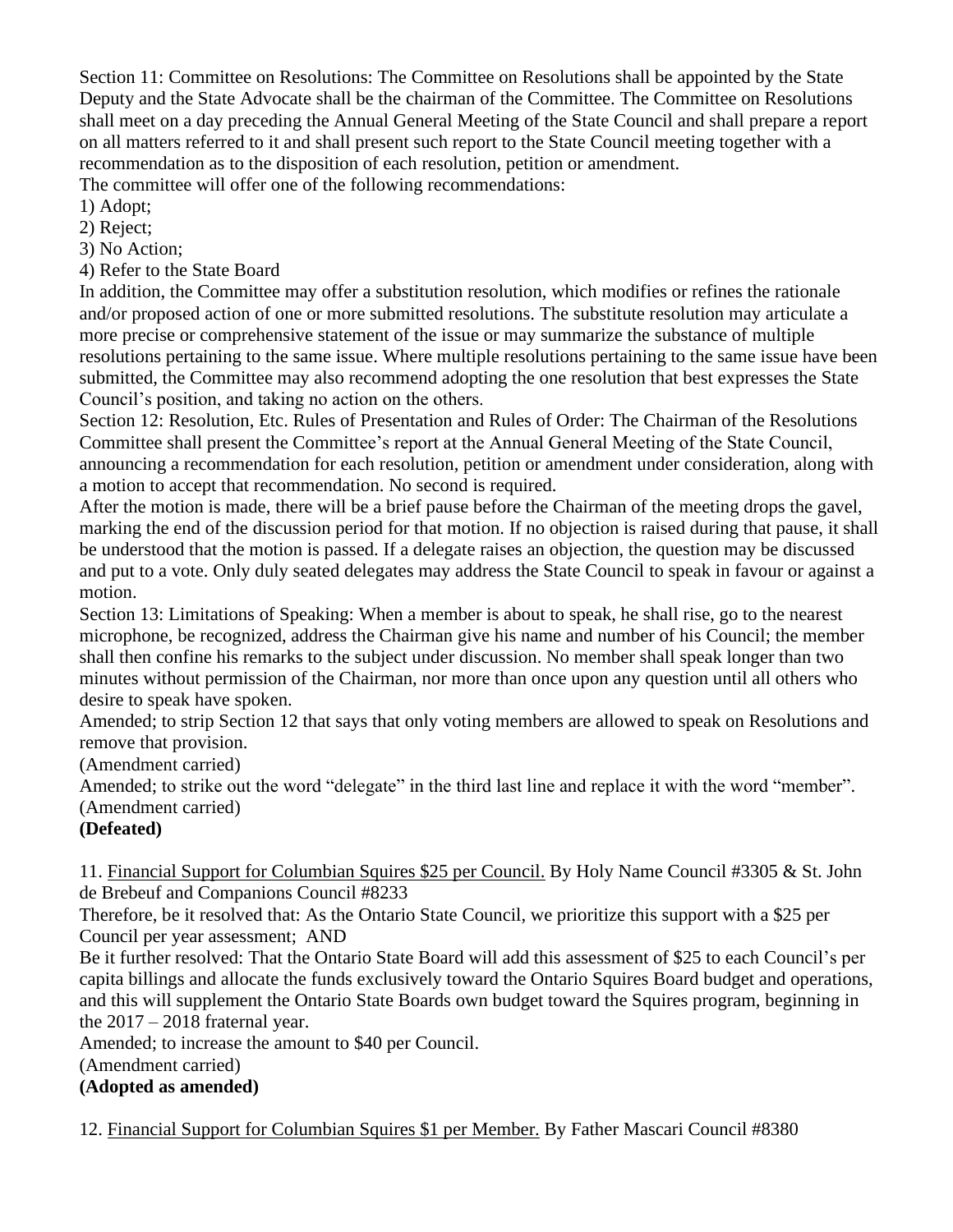Section 11: Committee on Resolutions: The Committee on Resolutions shall be appointed by the State Deputy and the State Advocate shall be the chairman of the Committee. The Committee on Resolutions shall meet on a day preceding the Annual General Meeting of the State Council and shall prepare a report on all matters referred to it and shall present such report to the State Council meeting together with a recommendation as to the disposition of each resolution, petition or amendment.

The committee will offer one of the following recommendations:

1) Adopt;
2) Reject;
3) No Action;
4) Refer to the State Board

In addition, the Committee may offer a substitution resolution, which modifies or refines the rationale and/or proposed action of one or more submitted resolutions. The substitute resolution may articulate a more precise or comprehensive statement of the issue or may summarize the substance of multiple resolutions pertaining to the same issue. Where multiple resolutions pertaining to the same issue have been submitted, the Committee may also recommend adopting the one resolution that best expresses the State Council's position, and taking no action on the others.

Section 12: Resolution, Etc. Rules of Presentation and Rules of Order: The Chairman of the Resolutions Committee shall present the Committee's report at the Annual General Meeting of the State Council, announcing a recommendation for each resolution, petition or amendment under consideration, along with a motion to accept that recommendation. No second is required.

After the motion is made, there will be a brief pause before the Chairman of the meeting drops the gavel, marking the end of the discussion period for that motion. If no objection is raised during that pause, it shall be understood that the motion is passed. If a delegate raises an objection, the question may be discussed and put to a vote. Only duly seated delegates may address the State Council to speak in favour or against a motion.

Section 13: Limitations of Speaking: When a member is about to speak, he shall rise, go to the nearest microphone, be recognized, address the Chairman give his name and number of his Council; the member shall then confine his remarks to the subject under discussion. No member shall speak longer than two minutes without permission of the Chairman, nor more than once upon any question until all others who desire to speak have spoken.

Amended; to strip Section 12 that says that only voting members are allowed to speak on Resolutions and remove that provision.

(Amendment carried)

Amended; to strike out the word "delegate" in the third last line and replace it with the word "member".

(Amendment carried)

**(Defeated)**

11. Financial Support for Columbian Squires $25 per Council. By Holy Name Council #3305 & St. John de Brebeuf and Companions Council #8233

Therefore, be it resolved that: As the Ontario State Council, we prioritize this support with a $25 per Council per year assessment; AND

Be it further resolved: That the Ontario State Board will add this assessment of $25 to each Council's per capita billings and allocate the funds exclusively toward the Ontario Squires Board budget and operations, and this will supplement the Ontario State Boards own budget toward the Squires program, beginning in the 2017 – 2018 fraternal year.

Amended; to increase the amount to $40 per Council.

(Amendment carried)

**(Adopted as amended)**

12. Financial Support for Columbian Squires $1 per Member. By Father Mascari Council #8380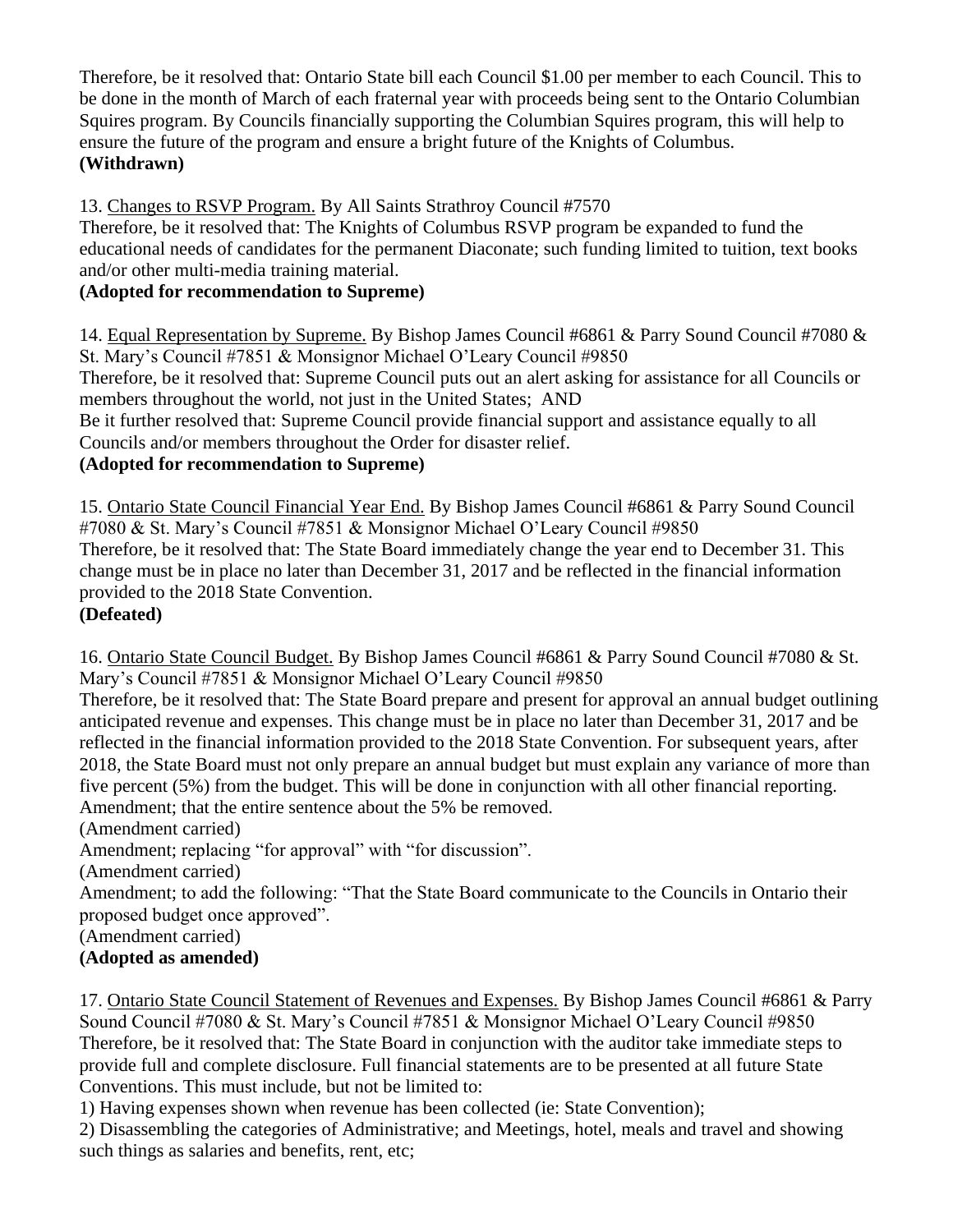Therefore, be it resolved that: Ontario State bill each Council $1.00 per member to each Council. This to be done in the month of March of each fraternal year with proceeds being sent to the Ontario Columbian Squires program. By Councils financially supporting the Columbian Squires program, this will help to ensure the future of the program and ensure a bright future of the Knights of Columbus.
**(Withdrawn)**

13. <u>Changes to RSVP Program.</u> By All Saints Strathroy Council #7570
Therefore, be it resolved that: The Knights of Columbus RSVP program be expanded to fund the educational needs of candidates for the permanent Diaconate; such funding limited to tuition, text books and/or other multi-media training material.
**(Adopted for recommendation to Supreme)**

14. <u>Equal Representation by Supreme.</u> By Bishop James Council #6861 & Parry Sound Council #7080 & St. Mary's Council #7851 & Monsignor Michael O'Leary Council #9850
Therefore, be it resolved that: Supreme Council puts out an alert asking for assistance for all Councils or members throughout the world, not just in the United States; AND
Be it further resolved that: Supreme Council provide financial support and assistance equally to all Councils and/or members throughout the Order for disaster relief.
**(Adopted for recommendation to Supreme)**

15. <u>Ontario State Council Financial Year End.</u> By Bishop James Council #6861 & Parry Sound Council #7080 & St. Mary's Council #7851 & Monsignor Michael O'Leary Council #9850
Therefore, be it resolved that: The State Board immediately change the year end to December 31. This change must be in place no later than December 31, 2017 and be reflected in the financial information provided to the 2018 State Convention.
**(Defeated)**

16. <u>Ontario State Council Budget.</u> By Bishop James Council #6861 & Parry Sound Council #7080 & St. Mary's Council #7851 & Monsignor Michael O'Leary Council #9850
Therefore, be it resolved that: The State Board prepare and present for approval an annual budget outlining anticipated revenue and expenses. This change must be in place no later than December 31, 2017 and be reflected in the financial information provided to the 2018 State Convention. For subsequent years, after 2018, the State Board must not only prepare an annual budget but must explain any variance of more than five percent (5%) from the budget. This will be done in conjunction with all other financial reporting.
Amendment; that the entire sentence about the 5% be removed.
(Amendment carried)
Amendment; replacing "for approval" with "for discussion".
(Amendment carried)
Amendment; to add the following: "That the State Board communicate to the Councils in Ontario their proposed budget once approved".
(Amendment carried)
**(Adopted as amended)**

17. <u>Ontario State Council Statement of Revenues and Expenses.</u> By Bishop James Council #6861 & Parry Sound Council #7080 & St. Mary's Council #7851 & Monsignor Michael O'Leary Council #9850
Therefore, be it resolved that: The State Board in conjunction with the auditor take immediate steps to provide full and complete disclosure. Full financial statements are to be presented at all future State Conventions. This must include, but not be limited to:
1) Having expenses shown when revenue has been collected (ie: State Convention);
2) Disassembling the categories of Administrative; and Meetings, hotel, meals and travel and showing such things as salaries and benefits, rent, etc;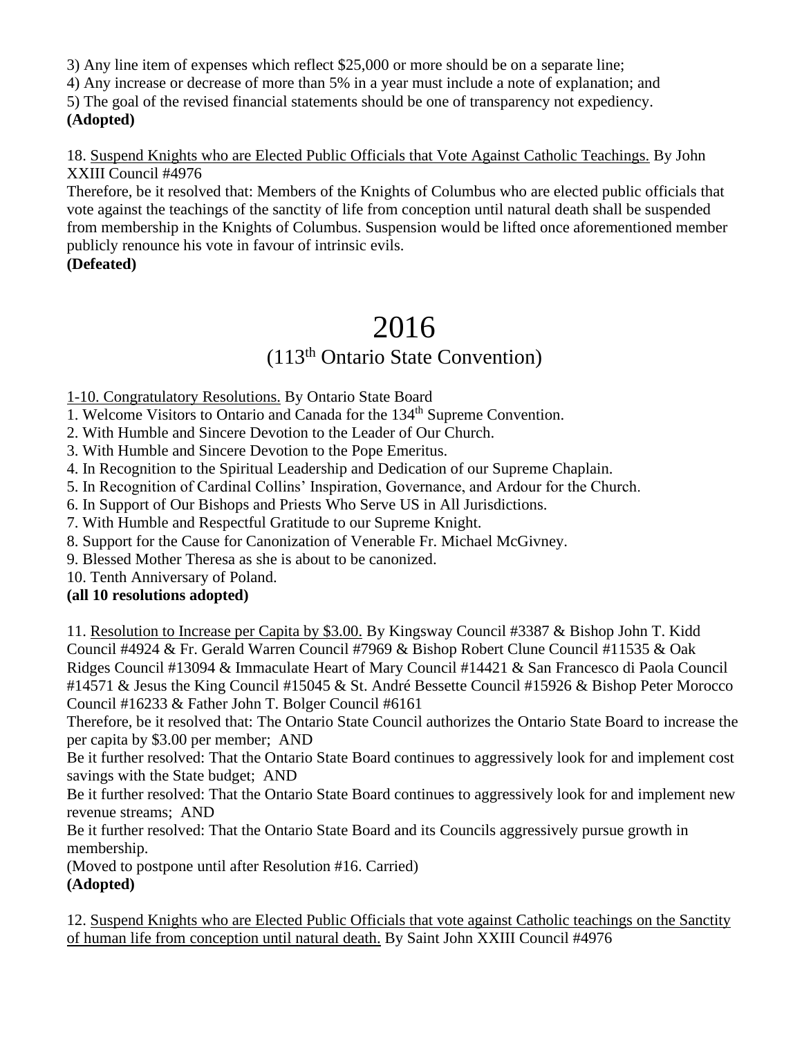3) Any line item of expenses which reflect $25,000 or more should be on a separate line;

4) Any increase or decrease of more than 5% in a year must include a note of explanation; and

5) The goal of the revised financial statements should be one of transparency not expediency.

**(Adopted)**

18. Suspend Knights who are Elected Public Officials that Vote Against Catholic Teachings. By John XXIII Council #4976

Therefore, be it resolved that: Members of the Knights of Columbus who are elected public officials that vote against the teachings of the sanctity of life from conception until natural death shall be suspended from membership in the Knights of Columbus. Suspension would be lifted once aforementioned member publicly renounce his vote in favour of intrinsic evils.

**(Defeated)**

# 2016

## (113th Ontario State Convention)

1-10. Congratulatory Resolutions. By Ontario State Board

1. Welcome Visitors to Ontario and Canada for the 134th Supreme Convention.
2. With Humble and Sincere Devotion to the Leader of Our Church.
3. With Humble and Sincere Devotion to the Pope Emeritus.
4. In Recognition to the Spiritual Leadership and Dedication of our Supreme Chaplain.
5. In Recognition of Cardinal Collins' Inspiration, Governance, and Ardour for the Church.
6. In Support of Our Bishops and Priests Who Serve US in All Jurisdictions.
7. With Humble and Respectful Gratitude to our Supreme Knight.
8. Support for the Cause for Canonization of Venerable Fr. Michael McGivney.
9. Blessed Mother Theresa as she is about to be canonized.
10. Tenth Anniversary of Poland.

**(all 10 resolutions adopted)**

11. Resolution to Increase per Capita by $3.00. By Kingsway Council #3387 & Bishop John T. Kidd Council #4924 & Fr. Gerald Warren Council #7969 & Bishop Robert Clune Council #11535 & Oak Ridges Council #13094 & Immaculate Heart of Mary Council #14421 & San Francesco di Paola Council #14571 & Jesus the King Council #15045 & St. André Bessette Council #15926 & Bishop Peter Morocco Council #16233 & Father John T. Bolger Council #6161

Therefore, be it resolved that: The Ontario State Council authorizes the Ontario State Board to increase the per capita by $3.00 per member; AND

Be it further resolved: That the Ontario State Board continues to aggressively look for and implement cost savings with the State budget; AND

Be it further resolved: That the Ontario State Board continues to aggressively look for and implement new revenue streams; AND

Be it further resolved: That the Ontario State Board and its Councils aggressively pursue growth in membership.

(Moved to postpone until after Resolution #16. Carried)

**(Adopted)**

12. Suspend Knights who are Elected Public Officials that vote against Catholic teachings on the Sanctity of human life from conception until natural death. By Saint John XXIII Council #4976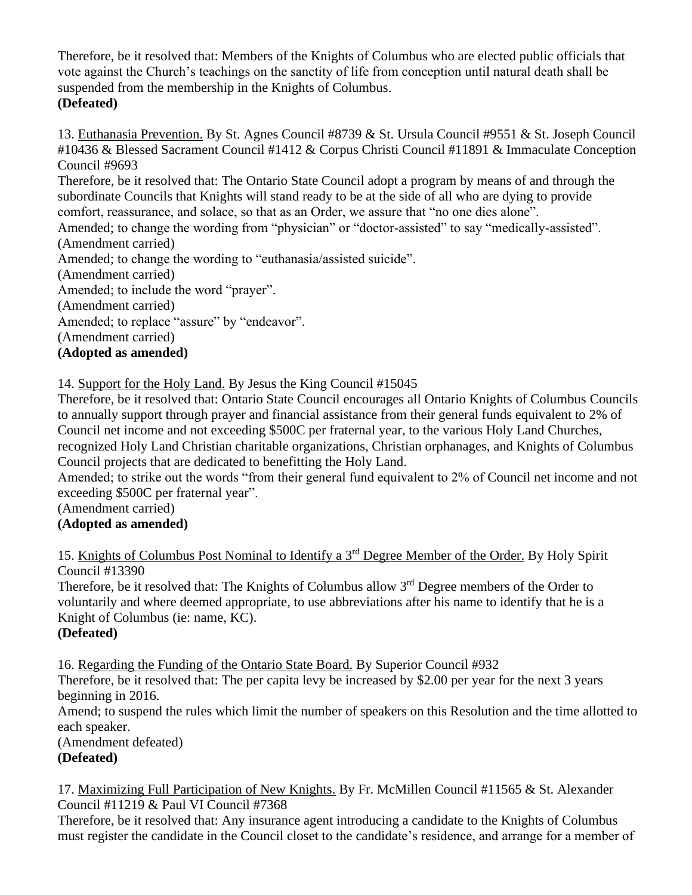Therefore, be it resolved that: Members of the Knights of Columbus who are elected public officials that vote against the Church's teachings on the sanctity of life from conception until natural death shall be suspended from the membership in the Knights of Columbus.
**(Defeated)**

13. Euthanasia Prevention. By St. Agnes Council #8739 & St. Ursula Council #9551 & St. Joseph Council #10436 & Blessed Sacrament Council #1412 & Corpus Christi Council #11891 & Immaculate Conception Council #9693
Therefore, be it resolved that: The Ontario State Council adopt a program by means of and through the subordinate Councils that Knights will stand ready to be at the side of all who are dying to provide comfort, reassurance, and solace, so that as an Order, we assure that "no one dies alone".
Amended; to change the wording from "physician" or "doctor-assisted" to say "medically-assisted".
(Amendment carried)
Amended; to change the wording to "euthanasia/assisted suicide".
(Amendment carried)
Amended; to include the word "prayer".
(Amendment carried)
Amended; to replace "assure" by "endeavor".
(Amendment carried)
**(Adopted as amended)**

14. Support for the Holy Land. By Jesus the King Council #15045
Therefore, be it resolved that: Ontario State Council encourages all Ontario Knights of Columbus Councils to annually support through prayer and financial assistance from their general funds equivalent to 2% of Council net income and not exceeding $500C per fraternal year, to the various Holy Land Churches, recognized Holy Land Christian charitable organizations, Christian orphanages, and Knights of Columbus Council projects that are dedicated to benefitting the Holy Land.
Amended; to strike out the words "from their general fund equivalent to 2% of Council net income and not exceeding $500C per fraternal year".
(Amendment carried)
**(Adopted as amended)**

15. Knights of Columbus Post Nominal to Identify a 3rd Degree Member of the Order. By Holy Spirit Council #13390
Therefore, be it resolved that: The Knights of Columbus allow 3rd Degree members of the Order to voluntarily and where deemed appropriate, to use abbreviations after his name to identify that he is a Knight of Columbus (ie: name, KC).
**(Defeated)**

16. Regarding the Funding of the Ontario State Board. By Superior Council #932
Therefore, be it resolved that: The per capita levy be increased by $2.00 per year for the next 3 years beginning in 2016.
Amend; to suspend the rules which limit the number of speakers on this Resolution and the time allotted to each speaker.
(Amendment defeated)
**(Defeated)**

17. Maximizing Full Participation of New Knights. By Fr. McMillen Council #11565 & St. Alexander Council #11219 & Paul VI Council #7368
Therefore, be it resolved that: Any insurance agent introducing a candidate to the Knights of Columbus must register the candidate in the Council closet to the candidate's residence, and arrange for a member of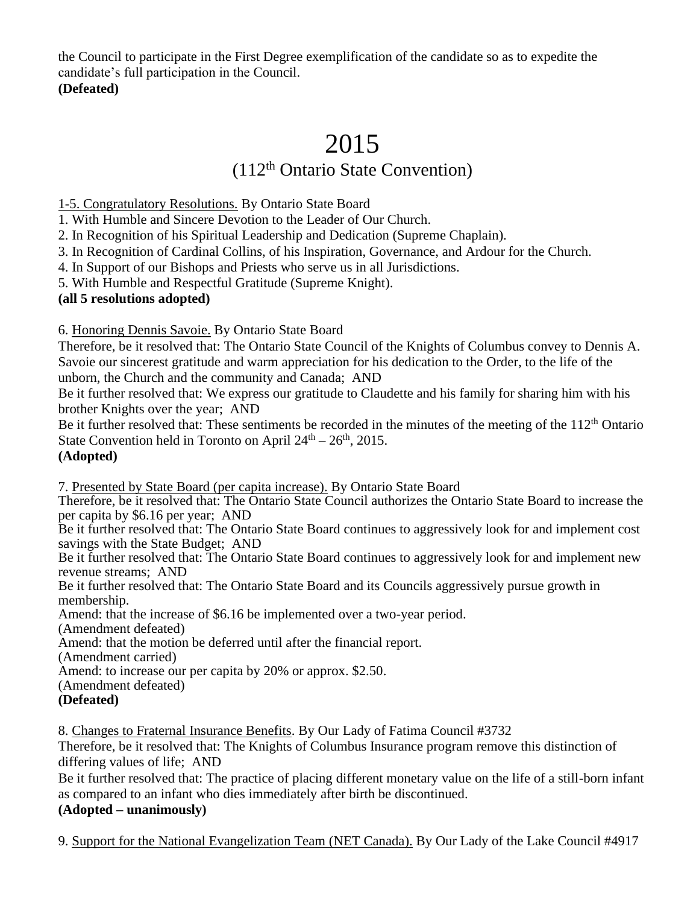the Council to participate in the First Degree exemplification of the candidate so as to expedite the candidate's full participation in the Council.
**(Defeated)**

# 2015

## (112th Ontario State Convention)

1-5. Congratulatory Resolutions. By Ontario State Board
1. With Humble and Sincere Devotion to the Leader of Our Church.
2. In Recognition of his Spiritual Leadership and Dedication (Supreme Chaplain).
3. In Recognition of Cardinal Collins, of his Inspiration, Governance, and Ardour for the Church.
4. In Support of our Bishops and Priests who serve us in all Jurisdictions.
5. With Humble and Respectful Gratitude (Supreme Knight).

**(all 5 resolutions adopted)**

6. Honoring Dennis Savoie. By Ontario State Board
Therefore, be it resolved that: The Ontario State Council of the Knights of Columbus convey to Dennis A. Savoie our sincerest gratitude and warm appreciation for his dedication to the Order, to the life of the unborn, the Church and the community and Canada; AND
Be it further resolved that: We express our gratitude to Claudette and his family for sharing him with his brother Knights over the year; AND
Be it further resolved that: These sentiments be recorded in the minutes of the meeting of the 112th Ontario State Convention held in Toronto on April 24th – 26th, 2015.
**(Adopted)**

7. Presented by State Board (per capita increase). By Ontario State Board
Therefore, be it resolved that: The Ontario State Council authorizes the Ontario State Board to increase the per capita by $6.16 per year; AND
Be it further resolved that: The Ontario State Board continues to aggressively look for and implement cost savings with the State Budget; AND
Be it further resolved that: The Ontario State Board continues to aggressively look for and implement new revenue streams; AND
Be it further resolved that: The Ontario State Board and its Councils aggressively pursue growth in membership.
Amend: that the increase of $6.16 be implemented over a two-year period.
(Amendment defeated)
Amend: that the motion be deferred until after the financial report.
(Amendment carried)
Amend: to increase our per capita by 20% or approx. $2.50.
(Amendment defeated)
**(Defeated)**

8. Changes to Fraternal Insurance Benefits. By Our Lady of Fatima Council #3732
Therefore, be it resolved that: The Knights of Columbus Insurance program remove this distinction of differing values of life; AND
Be it further resolved that: The practice of placing different monetary value on the life of a still-born infant as compared to an infant who dies immediately after birth be discontinued.
**(Adopted – unanimously)**

9. Support for the National Evangelization Team (NET Canada). By Our Lady of the Lake Council #4917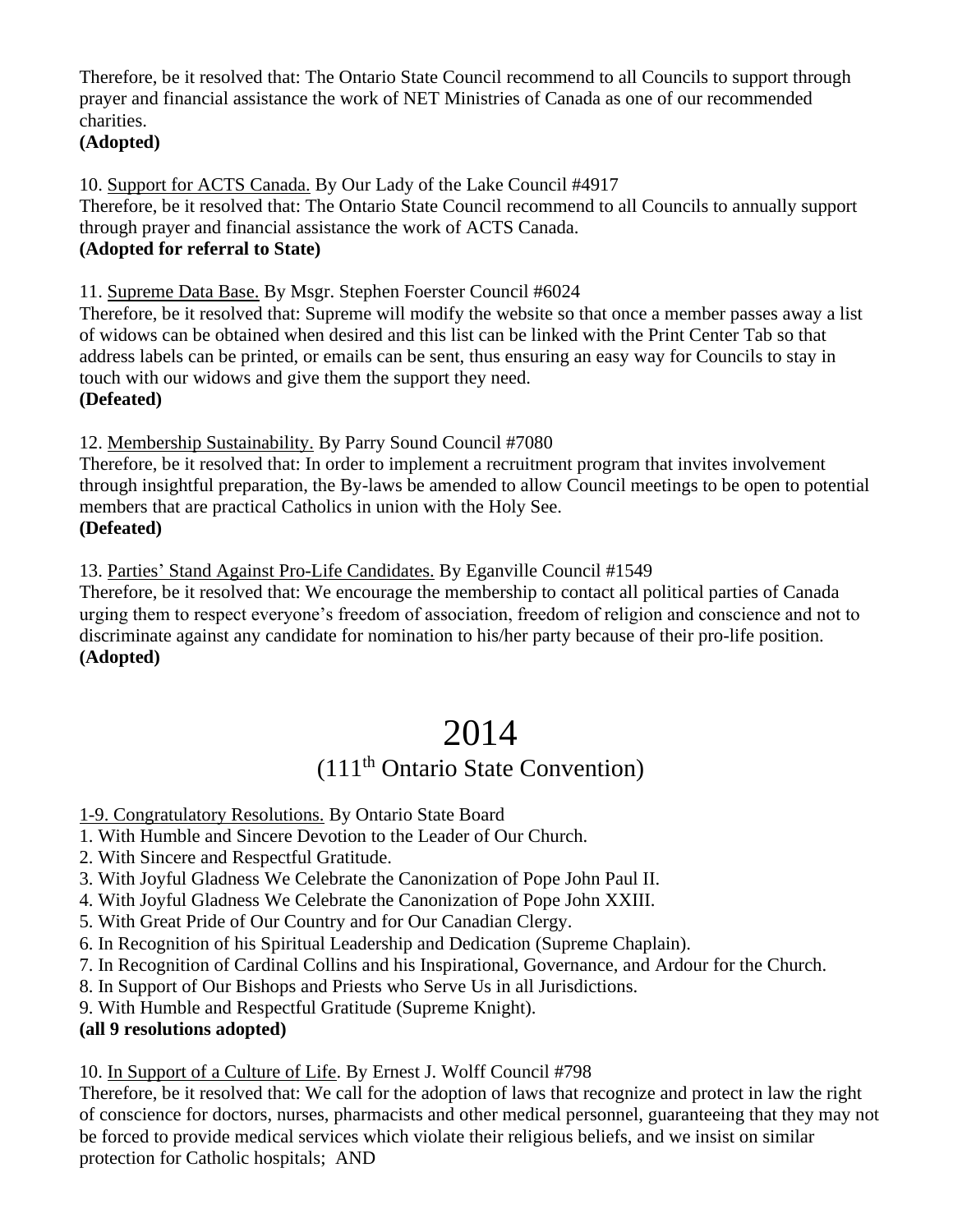Therefore, be it resolved that: The Ontario State Council recommend to all Councils to support through prayer and financial assistance the work of NET Ministries of Canada as one of our recommended charities.
**(Adopted)**

10. Support for ACTS Canada. By Our Lady of the Lake Council #4917
Therefore, be it resolved that: The Ontario State Council recommend to all Councils to annually support through prayer and financial assistance the work of ACTS Canada.
**(Adopted for referral to State)**

11. Supreme Data Base. By Msgr. Stephen Foerster Council #6024
Therefore, be it resolved that: Supreme will modify the website so that once a member passes away a list of widows can be obtained when desired and this list can be linked with the Print Center Tab so that address labels can be printed, or emails can be sent, thus ensuring an easy way for Councils to stay in touch with our widows and give them the support they need.
**(Defeated)**

12. Membership Sustainability. By Parry Sound Council #7080
Therefore, be it resolved that: In order to implement a recruitment program that invites involvement through insightful preparation, the By-laws be amended to allow Council meetings to be open to potential members that are practical Catholics in union with the Holy See.
**(Defeated)**

13. Parties' Stand Against Pro-Life Candidates. By Eganville Council #1549
Therefore, be it resolved that: We encourage the membership to contact all political parties of Canada urging them to respect everyone's freedom of association, freedom of religion and conscience and not to discriminate against any candidate for nomination to his/her party because of their pro-life position.
**(Adopted)**

# 2014

## (111th Ontario State Convention)

1-9. Congratulatory Resolutions. By Ontario State Board
1. With Humble and Sincere Devotion to the Leader of Our Church.
2. With Sincere and Respectful Gratitude.
3. With Joyful Gladness We Celebrate the Canonization of Pope John Paul II.
4. With Joyful Gladness We Celebrate the Canonization of Pope John XXIII.
5. With Great Pride of Our Country and for Our Canadian Clergy.
6. In Recognition of his Spiritual Leadership and Dedication (Supreme Chaplain).
7. In Recognition of Cardinal Collins and his Inspirational, Governance, and Ardour for the Church.
8. In Support of Our Bishops and Priests who Serve Us in all Jurisdictions.
9. With Humble and Respectful Gratitude (Supreme Knight).

**(all 9 resolutions adopted)**

10. In Support of a Culture of Life. By Ernest J. Wolff Council #798
Therefore, be it resolved that: We call for the adoption of laws that recognize and protect in law the right of conscience for doctors, nurses, pharmacists and other medical personnel, guaranteeing that they may not be forced to provide medical services which violate their religious beliefs, and we insist on similar protection for Catholic hospitals; AND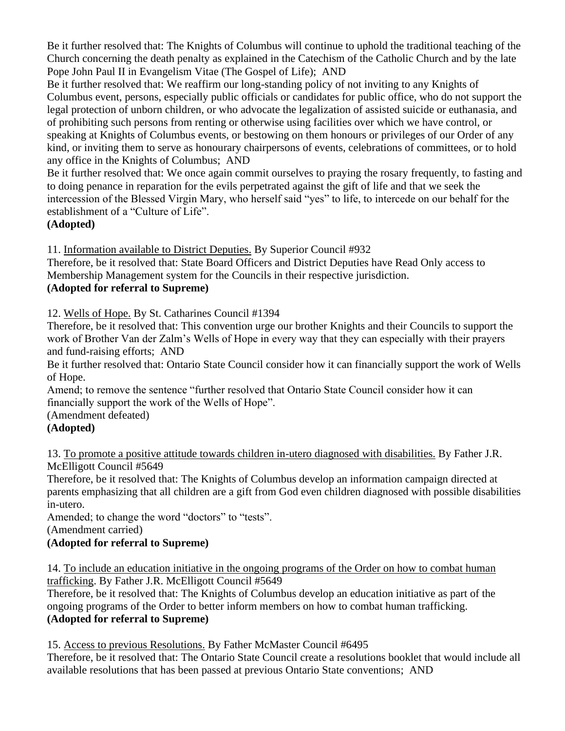Be it further resolved that: The Knights of Columbus will continue to uphold the traditional teaching of the Church concerning the death penalty as explained in the Catechism of the Catholic Church and by the late Pope John Paul II in Evangelism Vitae (The Gospel of Life); AND

Be it further resolved that: We reaffirm our long-standing policy of not inviting to any Knights of Columbus event, persons, especially public officials or candidates for public office, who do not support the legal protection of unborn children, or who advocate the legalization of assisted suicide or euthanasia, and of prohibiting such persons from renting or otherwise using facilities over which we have control, or speaking at Knights of Columbus events, or bestowing on them honours or privileges of our Order of any kind, or inviting them to serve as honourary chairpersons of events, celebrations of committees, or to hold any office in the Knights of Columbus; AND

Be it further resolved that: We once again commit ourselves to praying the rosary frequently, to fasting and to doing penance in reparation for the evils perpetrated against the gift of life and that we seek the intercession of the Blessed Virgin Mary, who herself said "yes" to life, to intercede on our behalf for the establishment of a "Culture of Life".

**(Adopted)**

11. Information available to District Deputies. By Superior Council #932

Therefore, be it resolved that: State Board Officers and District Deputies have Read Only access to Membership Management system for the Councils in their respective jurisdiction.

**(Adopted for referral to Supreme)**

12. Wells of Hope. By St. Catharines Council #1394

Therefore, be it resolved that: This convention urge our brother Knights and their Councils to support the work of Brother Van der Zalm's Wells of Hope in every way that they can especially with their prayers and fund-raising efforts; AND

Be it further resolved that: Ontario State Council consider how it can financially support the work of Wells of Hope.

Amend; to remove the sentence "further resolved that Ontario State Council consider how it can financially support the work of the Wells of Hope".

(Amendment defeated)

**(Adopted)**

13. To promote a positive attitude towards children in-utero diagnosed with disabilities. By Father J.R. McElligott Council #5649

Therefore, be it resolved that: The Knights of Columbus develop an information campaign directed at parents emphasizing that all children are a gift from God even children diagnosed with possible disabilities in-utero.

Amended; to change the word "doctors" to "tests".

(Amendment carried)

**(Adopted for referral to Supreme)**

14. To include an education initiative in the ongoing programs of the Order on how to combat human trafficking. By Father J.R. McElligott Council #5649

Therefore, be it resolved that: The Knights of Columbus develop an education initiative as part of the ongoing programs of the Order to better inform members on how to combat human trafficking.

**(Adopted for referral to Supreme)**

15. Access to previous Resolutions. By Father McMaster Council #6495

Therefore, be it resolved that: The Ontario State Council create a resolutions booklet that would include all available resolutions that has been passed at previous Ontario State conventions; AND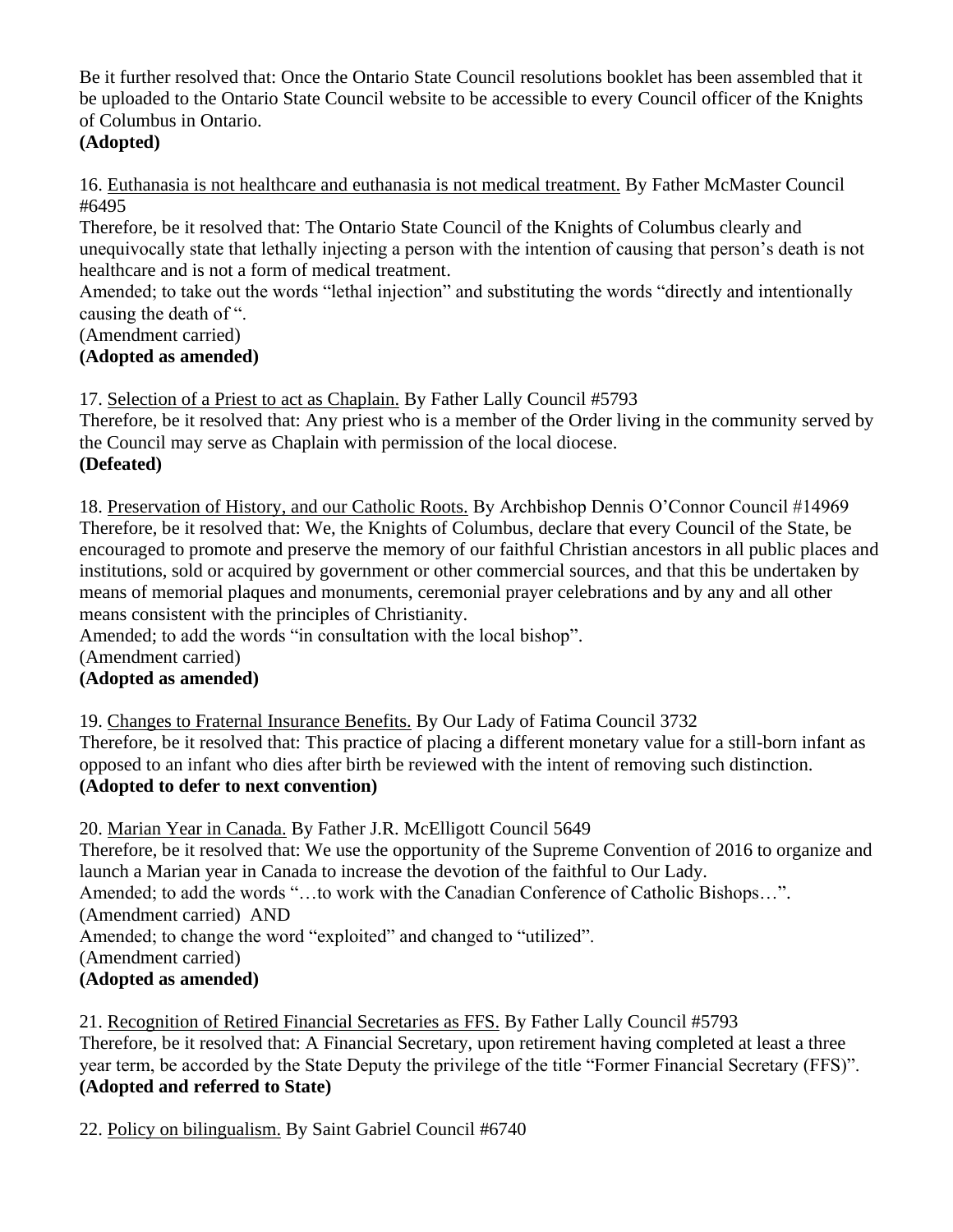Be it further resolved that: Once the Ontario State Council resolutions booklet has been assembled that it be uploaded to the Ontario State Council website to be accessible to every Council officer of the Knights of Columbus in Ontario.
**(Adopted)**

16. <u>Euthanasia is not healthcare and euthanasia is not medical treatment.</u> By Father McMaster Council #6495
Therefore, be it resolved that: The Ontario State Council of the Knights of Columbus clearly and unequivocally state that lethally injecting a person with the intention of causing that person's death is not healthcare and is not a form of medical treatment.
Amended; to take out the words "lethal injection" and substituting the words "directly and intentionally causing the death of ".
(Amendment carried)
**(Adopted as amended)**

17. <u>Selection of a Priest to act as Chaplain.</u> By Father Lally Council #5793
Therefore, be it resolved that: Any priest who is a member of the Order living in the community served by the Council may serve as Chaplain with permission of the local diocese.
**(Defeated)**

18. <u>Preservation of History, and our Catholic Roots.</u> By Archbishop Dennis O'Connor Council #14969
Therefore, be it resolved that: We, the Knights of Columbus, declare that every Council of the State, be encouraged to promote and preserve the memory of our faithful Christian ancestors in all public places and institutions, sold or acquired by government or other commercial sources, and that this be undertaken by means of memorial plaques and monuments, ceremonial prayer celebrations and by any and all other means consistent with the principles of Christianity.
Amended; to add the words "in consultation with the local bishop".
(Amendment carried)
**(Adopted as amended)**

19. <u>Changes to Fraternal Insurance Benefits.</u> By Our Lady of Fatima Council 3732
Therefore, be it resolved that: This practice of placing a different monetary value for a still-born infant as opposed to an infant who dies after birth be reviewed with the intent of removing such distinction.
**(Adopted to defer to next convention)**

20. <u>Marian Year in Canada.</u> By Father J.R. McElligott Council 5649
Therefore, be it resolved that: We use the opportunity of the Supreme Convention of 2016 to organize and launch a Marian year in Canada to increase the devotion of the faithful to Our Lady.
Amended; to add the words "…to work with the Canadian Conference of Catholic Bishops…".
(Amendment carried) AND
Amended; to change the word "exploited" and changed to "utilized".
(Amendment carried)
**(Adopted as amended)**

21. <u>Recognition of Retired Financial Secretaries as FFS.</u> By Father Lally Council #5793
Therefore, be it resolved that: A Financial Secretary, upon retirement having completed at least a three year term, be accorded by the State Deputy the privilege of the title "Former Financial Secretary (FFS)".
**(Adopted and referred to State)**

22. <u>Policy on bilingualism.</u> By Saint Gabriel Council #6740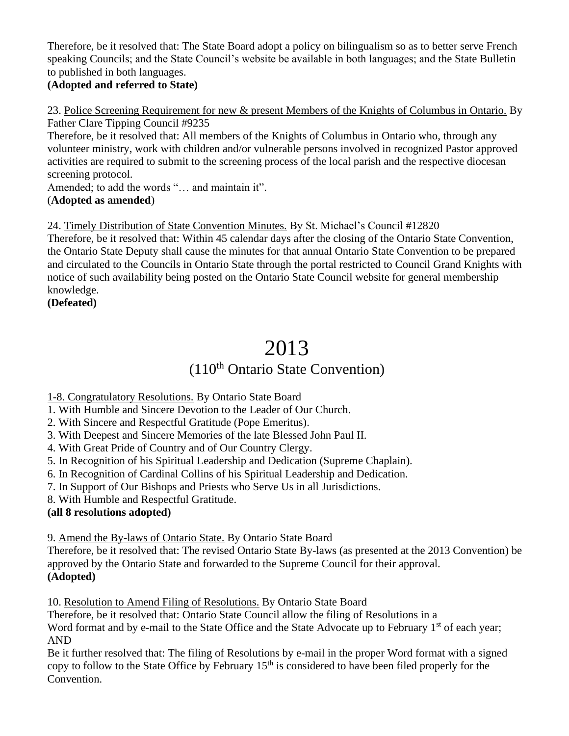Therefore, be it resolved that: The State Board adopt a policy on bilingualism so as to better serve French speaking Councils; and the State Council's website be available in both languages; and the State Bulletin to published in both languages.
**(Adopted and referred to State)**

23. <u>Police Screening Requirement for new & present Members of the Knights of Columbus in Ontario.</u> By Father Clare Tipping Council #9235
Therefore, be it resolved that: All members of the Knights of Columbus in Ontario who, through any volunteer ministry, work with children and/or vulnerable persons involved in recognized Pastor approved activities are required to submit to the screening process of the local parish and the respective diocesan screening protocol.
Amended; to add the words "… and maintain it".
(**Adopted as amended**)

24. <u>Timely Distribution of State Convention Minutes.</u> By St. Michael's Council #12820
Therefore, be it resolved that: Within 45 calendar days after the closing of the Ontario State Convention, the Ontario State Deputy shall cause the minutes for that annual Ontario State Convention to be prepared and circulated to the Councils in Ontario State through the portal restricted to Council Grand Knights with notice of such availability being posted on the Ontario State Council website for general membership knowledge.
**(Defeated)**

# 2013

## (110th Ontario State Convention)

<u>1-8. Congratulatory Resolutions.</u> By Ontario State Board

1. With Humble and Sincere Devotion to the Leader of Our Church.
2. With Sincere and Respectful Gratitude (Pope Emeritus).
3. With Deepest and Sincere Memories of the late Blessed John Paul II.
4. With Great Pride of Country and of Our Country Clergy.
5. In Recognition of his Spiritual Leadership and Dedication (Supreme Chaplain).
6. In Recognition of Cardinal Collins of his Spiritual Leadership and Dedication.
7. In Support of Our Bishops and Priests who Serve Us in all Jurisdictions.
8. With Humble and Respectful Gratitude.

**(all 8 resolutions adopted)**

9. <u>Amend the By-laws of Ontario State.</u> By Ontario State Board
Therefore, be it resolved that: The revised Ontario State By-laws (as presented at the 2013 Convention) be approved by the Ontario State and forwarded to the Supreme Council for their approval.
**(Adopted)**

10. <u>Resolution to Amend Filing of Resolutions.</u> By Ontario State Board
Therefore, be it resolved that: Ontario State Council allow the filing of Resolutions in a Word format and by e-mail to the State Office and the State Advocate up to February 1st of each year; AND
Be it further resolved that: The filing of Resolutions by e-mail in the proper Word format with a signed copy to follow to the State Office by February 15th is considered to have been filed properly for the Convention.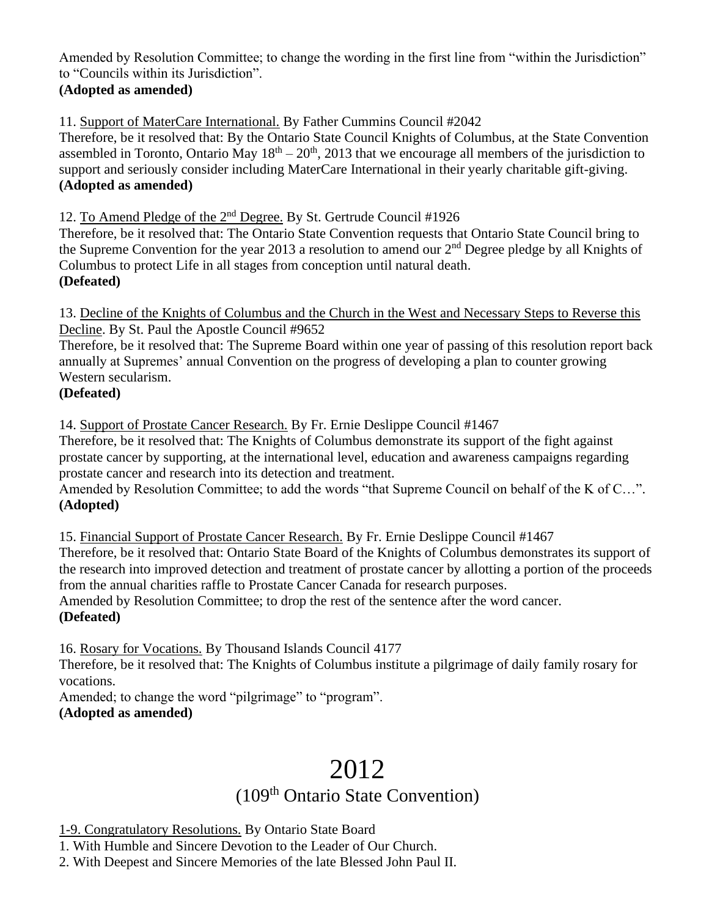Amended by Resolution Committee; to change the wording in the first line from "within the Jurisdiction" to "Councils within its Jurisdiction".
**(Adopted as amended)**

11. Support of MaterCare International. By Father Cummins Council #2042
Therefore, be it resolved that: By the Ontario State Council Knights of Columbus, at the State Convention assembled in Toronto, Ontario May 18th – 20th, 2013 that we encourage all members of the jurisdiction to support and seriously consider including MaterCare International in their yearly charitable gift-giving.
**(Adopted as amended)**

12. To Amend Pledge of the 2nd Degree. By St. Gertrude Council #1926
Therefore, be it resolved that: The Ontario State Convention requests that Ontario State Council bring to the Supreme Convention for the year 2013 a resolution to amend our 2nd Degree pledge by all Knights of Columbus to protect Life in all stages from conception until natural death.
**(Defeated)**

13. Decline of the Knights of Columbus and the Church in the West and Necessary Steps to Reverse this Decline. By St. Paul the Apostle Council #9652
Therefore, be it resolved that: The Supreme Board within one year of passing of this resolution report back annually at Supremes' annual Convention on the progress of developing a plan to counter growing Western secularism.
**(Defeated)**

14. Support of Prostate Cancer Research. By Fr. Ernie Deslippe Council #1467
Therefore, be it resolved that: The Knights of Columbus demonstrate its support of the fight against prostate cancer by supporting, at the international level, education and awareness campaigns regarding prostate cancer and research into its detection and treatment.
Amended by Resolution Committee; to add the words "that Supreme Council on behalf of the K of C…".
**(Adopted)**

15. Financial Support of Prostate Cancer Research. By Fr. Ernie Deslippe Council #1467
Therefore, be it resolved that: Ontario State Board of the Knights of Columbus demonstrates its support of the research into improved detection and treatment of prostate cancer by allotting a portion of the proceeds from the annual charities raffle to Prostate Cancer Canada for research purposes.
Amended by Resolution Committee; to drop the rest of the sentence after the word cancer.
**(Defeated)**

16. Rosary for Vocations. By Thousand Islands Council 4177
Therefore, be it resolved that: The Knights of Columbus institute a pilgrimage of daily family rosary for vocations.
Amended; to change the word "pilgrimage" to "program".
**(Adopted as amended)**

# 2012

## (109th Ontario State Convention)

1-9. Congratulatory Resolutions. By Ontario State Board
1. With Humble and Sincere Devotion to the Leader of Our Church.
2. With Deepest and Sincere Memories of the late Blessed John Paul II.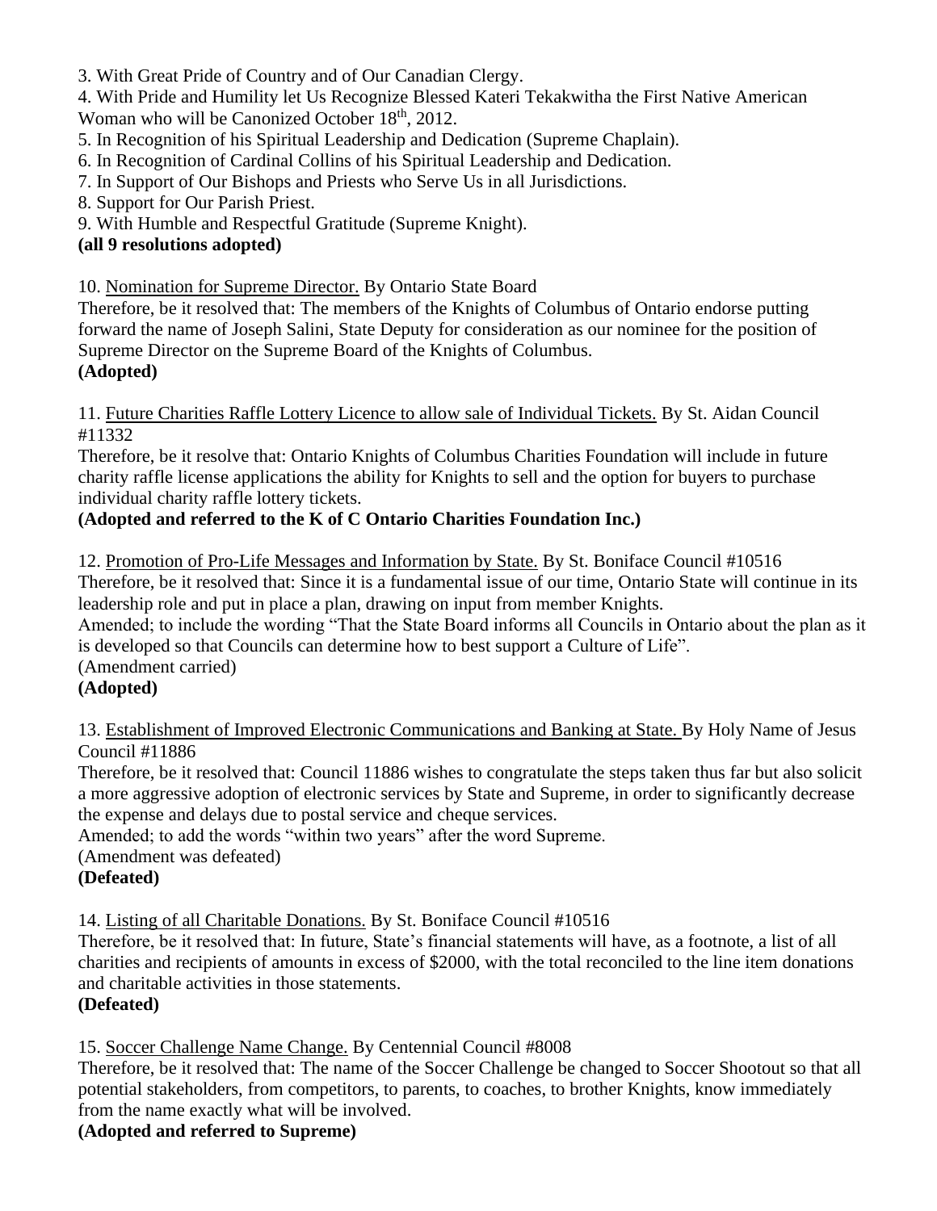3. With Great Pride of Country and of Our Canadian Clergy.
4. With Pride and Humility let Us Recognize Blessed Kateri Tekakwitha the First Native American Woman who will be Canonized October 18th, 2012.
5. In Recognition of his Spiritual Leadership and Dedication (Supreme Chaplain).
6. In Recognition of Cardinal Collins of his Spiritual Leadership and Dedication.
7. In Support of Our Bishops and Priests who Serve Us in all Jurisdictions.
8. Support for Our Parish Priest.
9. With Humble and Respectful Gratitude (Supreme Knight).

**(all 9 resolutions adopted)**

10. Nomination for Supreme Director. By Ontario State Board
Therefore, be it resolved that: The members of the Knights of Columbus of Ontario endorse putting forward the name of Joseph Salini, State Deputy for consideration as our nominee for the position of Supreme Director on the Supreme Board of the Knights of Columbus.
**(Adopted)**

11. Future Charities Raffle Lottery Licence to allow sale of Individual Tickets. By St. Aidan Council #11332
Therefore, be it resolve that: Ontario Knights of Columbus Charities Foundation will include in future charity raffle license applications the ability for Knights to sell and the option for buyers to purchase individual charity raffle lottery tickets.
**(Adopted and referred to the K of C Ontario Charities Foundation Inc.)**

12. Promotion of Pro-Life Messages and Information by State. By St. Boniface Council #10516
Therefore, be it resolved that: Since it is a fundamental issue of our time, Ontario State will continue in its leadership role and put in place a plan, drawing on input from member Knights.
Amended; to include the wording "That the State Board informs all Councils in Ontario about the plan as it is developed so that Councils can determine how to best support a Culture of Life".
(Amendment carried)
**(Adopted)**

13. Establishment of Improved Electronic Communications and Banking at State. By Holy Name of Jesus Council #11886
Therefore, be it resolved that: Council 11886 wishes to congratulate the steps taken thus far but also solicit a more aggressive adoption of electronic services by State and Supreme, in order to significantly decrease the expense and delays due to postal service and cheque services.
Amended; to add the words "within two years" after the word Supreme.
(Amendment was defeated)
**(Defeated)**

14. Listing of all Charitable Donations. By St. Boniface Council #10516
Therefore, be it resolved that: In future, State's financial statements will have, as a footnote, a list of all charities and recipients of amounts in excess of $2000, with the total reconciled to the line item donations and charitable activities in those statements.
**(Defeated)**

15. Soccer Challenge Name Change. By Centennial Council #8008
Therefore, be it resolved that: The name of the Soccer Challenge be changed to Soccer Shootout so that all potential stakeholders, from competitors, to parents, to coaches, to brother Knights, know immediately from the name exactly what will be involved.
**(Adopted and referred to Supreme)**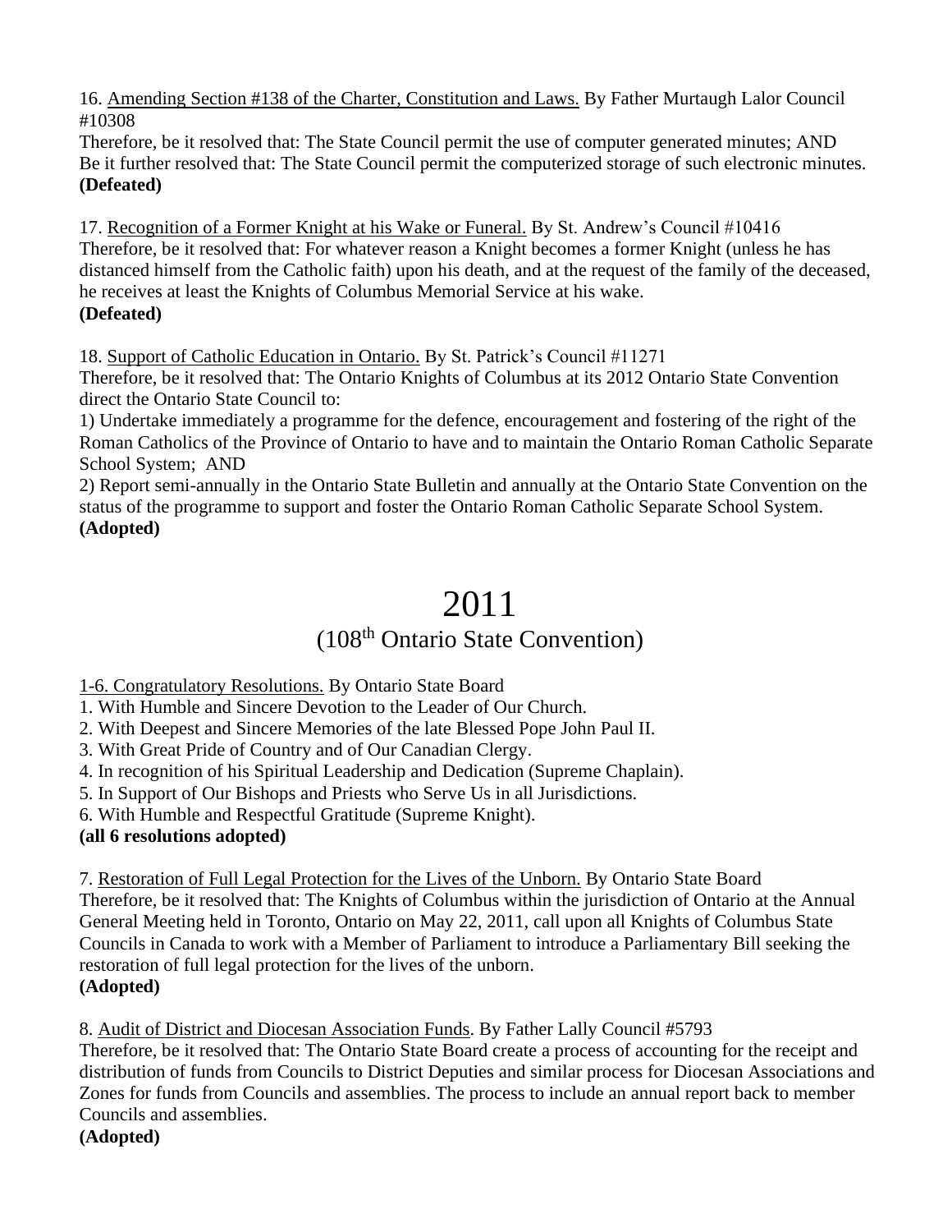16. Amending Section #138 of the Charter, Constitution and Laws. By Father Murtaugh Lalor Council #10308
Therefore, be it resolved that: The State Council permit the use of computer generated minutes; AND
Be it further resolved that: The State Council permit the computerized storage of such electronic minutes.
**(Defeated)**

17. Recognition of a Former Knight at his Wake or Funeral. By St. Andrew's Council #10416
Therefore, be it resolved that: For whatever reason a Knight becomes a former Knight (unless he has distanced himself from the Catholic faith) upon his death, and at the request of the family of the deceased, he receives at least the Knights of Columbus Memorial Service at his wake.
**(Defeated)**

18. Support of Catholic Education in Ontario. By St. Patrick's Council #11271
Therefore, be it resolved that: The Ontario Knights of Columbus at its 2012 Ontario State Convention direct the Ontario State Council to:
1) Undertake immediately a programme for the defence, encouragement and fostering of the right of the Roman Catholics of the Province of Ontario to have and to maintain the Ontario Roman Catholic Separate School System; AND
2) Report semi-annually in the Ontario State Bulletin and annually at the Ontario State Convention on the status of the programme to support and foster the Ontario Roman Catholic Separate School System.
**(Adopted)**

# 2011

## (108th Ontario State Convention)

1-6. Congratulatory Resolutions. By Ontario State Board
1. With Humble and Sincere Devotion to the Leader of Our Church.
2. With Deepest and Sincere Memories of the late Blessed Pope John Paul II.
3. With Great Pride of Country and of Our Canadian Clergy.
4. In recognition of his Spiritual Leadership and Dedication (Supreme Chaplain).
5. In Support of Our Bishops and Priests who Serve Us in all Jurisdictions.
6. With Humble and Respectful Gratitude (Supreme Knight).

**(all 6 resolutions adopted)**

7. Restoration of Full Legal Protection for the Lives of the Unborn. By Ontario State Board
Therefore, be it resolved that: The Knights of Columbus within the jurisdiction of Ontario at the Annual General Meeting held in Toronto, Ontario on May 22, 2011, call upon all Knights of Columbus State Councils in Canada to work with a Member of Parliament to introduce a Parliamentary Bill seeking the restoration of full legal protection for the lives of the unborn.
**(Adopted)**

8. Audit of District and Diocesan Association Funds. By Father Lally Council #5793
Therefore, be it resolved that: The Ontario State Board create a process of accounting for the receipt and distribution of funds from Councils to District Deputies and similar process for Diocesan Associations and Zones for funds from Councils and assemblies. The process to include an annual report back to member Councils and assemblies.
**(Adopted)**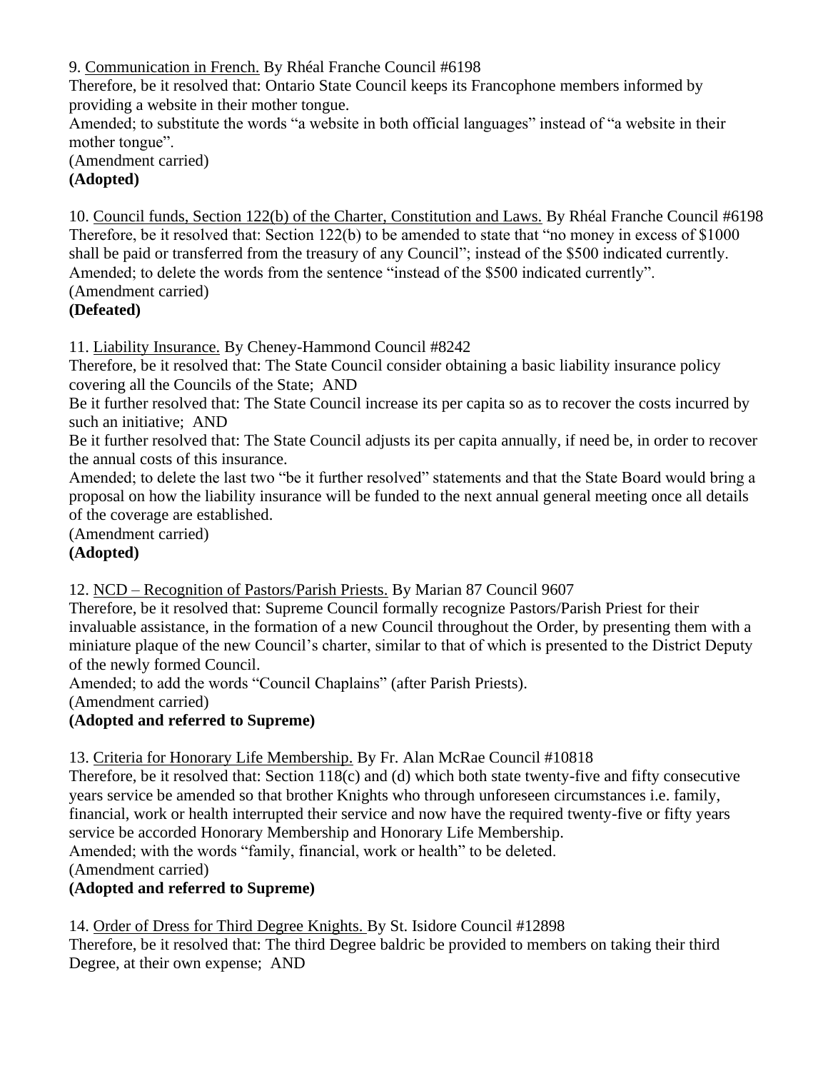9. Communication in French. By Rhéal Franche Council #6198

Therefore, be it resolved that: Ontario State Council keeps its Francophone members informed by providing a website in their mother tongue.

Amended; to substitute the words "a website in both official languages" instead of "a website in their mother tongue".

(Amendment carried)

**(Adopted)**

10. Council funds, Section 122(b) of the Charter, Constitution and Laws. By Rhéal Franche Council #6198

Therefore, be it resolved that: Section 122(b) to be amended to state that "no money in excess of $1000 shall be paid or transferred from the treasury of any Council"; instead of the $500 indicated currently.

Amended; to delete the words from the sentence "instead of the $500 indicated currently".

(Amendment carried)

**(Defeated)**

11. Liability Insurance. By Cheney-Hammond Council #8242

Therefore, be it resolved that: The State Council consider obtaining a basic liability insurance policy covering all the Councils of the State; AND

Be it further resolved that: The State Council increase its per capita so as to recover the costs incurred by such an initiative; AND

Be it further resolved that: The State Council adjusts its per capita annually, if need be, in order to recover the annual costs of this insurance.

Amended; to delete the last two "be it further resolved" statements and that the State Board would bring a proposal on how the liability insurance will be funded to the next annual general meeting once all details of the coverage are established.

(Amendment carried)

**(Adopted)**

12. NCD – Recognition of Pastors/Parish Priests. By Marian 87 Council 9607

Therefore, be it resolved that: Supreme Council formally recognize Pastors/Parish Priest for their invaluable assistance, in the formation of a new Council throughout the Order, by presenting them with a miniature plaque of the new Council's charter, similar to that of which is presented to the District Deputy of the newly formed Council.

Amended; to add the words "Council Chaplains" (after Parish Priests).

(Amendment carried)

**(Adopted and referred to Supreme)**

13. Criteria for Honorary Life Membership. By Fr. Alan McRae Council #10818

Therefore, be it resolved that: Section 118(c) and (d) which both state twenty-five and fifty consecutive years service be amended so that brother Knights who through unforeseen circumstances i.e. family, financial, work or health interrupted their service and now have the required twenty-five or fifty years service be accorded Honorary Membership and Honorary Life Membership.

Amended; with the words "family, financial, work or health" to be deleted.

(Amendment carried)

**(Adopted and referred to Supreme)**

14. Order of Dress for Third Degree Knights. By St. Isidore Council #12898

Therefore, be it resolved that: The third Degree baldric be provided to members on taking their third Degree, at their own expense; AND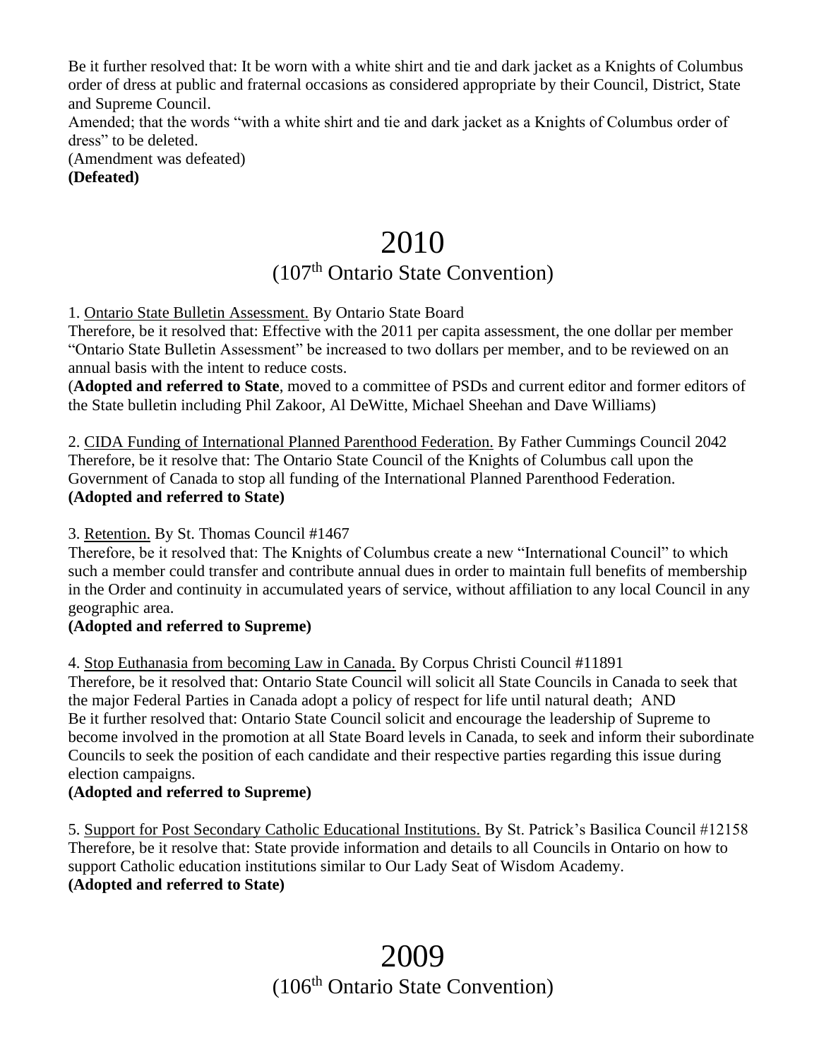Be it further resolved that: It be worn with a white shirt and tie and dark jacket as a Knights of Columbus order of dress at public and fraternal occasions as considered appropriate by their Council, District, State and Supreme Council.

Amended; that the words "with a white shirt and tie and dark jacket as a Knights of Columbus order of dress" to be deleted.

(Amendment was defeated)

**(Defeated)**

# 2010

## (107th Ontario State Convention)

1. Ontario State Bulletin Assessment. By Ontario State Board

Therefore, be it resolved that: Effective with the 2011 per capita assessment, the one dollar per member "Ontario State Bulletin Assessment" be increased to two dollars per member, and to be reviewed on an annual basis with the intent to reduce costs.

(**Adopted and referred to State**, moved to a committee of PSDs and current editor and former editors of the State bulletin including Phil Zakoor, Al DeWitte, Michael Sheehan and Dave Williams)

2. CIDA Funding of International Planned Parenthood Federation. By Father Cummings Council 2042

Therefore, be it resolve that: The Ontario State Council of the Knights of Columbus call upon the Government of Canada to stop all funding of the International Planned Parenthood Federation.

**(Adopted and referred to State)**

3. Retention. By St. Thomas Council #1467

Therefore, be it resolved that: The Knights of Columbus create a new "International Council" to which such a member could transfer and contribute annual dues in order to maintain full benefits of membership in the Order and continuity in accumulated years of service, without affiliation to any local Council in any geographic area.

**(Adopted and referred to Supreme)**

4. Stop Euthanasia from becoming Law in Canada. By Corpus Christi Council #11891

Therefore, be it resolved that: Ontario State Council will solicit all State Councils in Canada to seek that the major Federal Parties in Canada adopt a policy of respect for life until natural death; AND

Be it further resolved that: Ontario State Council solicit and encourage the leadership of Supreme to become involved in the promotion at all State Board levels in Canada, to seek and inform their subordinate Councils to seek the position of each candidate and their respective parties regarding this issue during election campaigns.

**(Adopted and referred to Supreme)**

5. Support for Post Secondary Catholic Educational Institutions. By St. Patrick's Basilica Council #12158

Therefore, be it resolve that: State provide information and details to all Councils in Ontario on how to support Catholic education institutions similar to Our Lady Seat of Wisdom Academy.

**(Adopted and referred to State)**

# 2009

## (106th Ontario State Convention)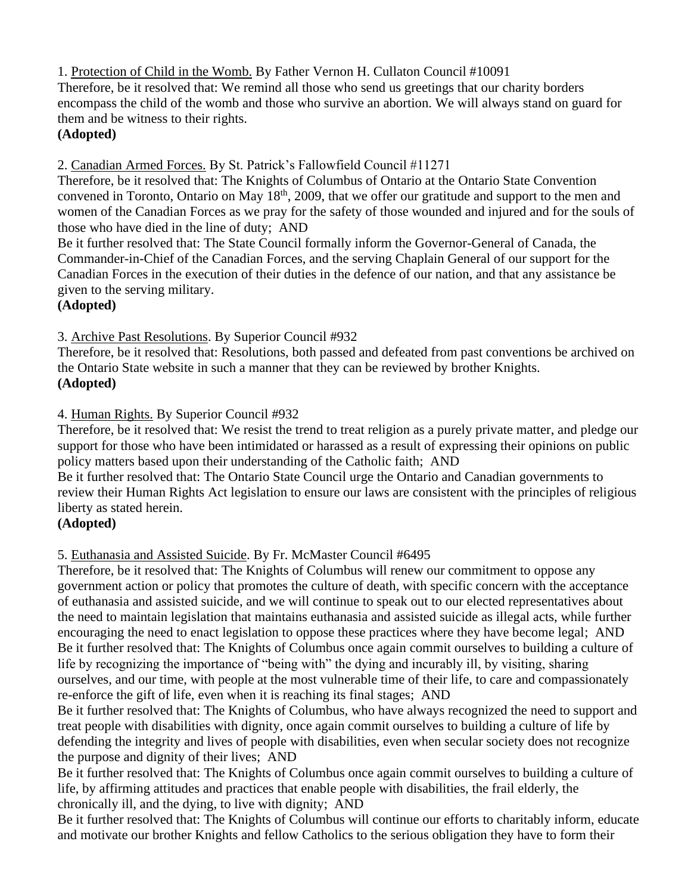1. <u>Protection of Child in the Womb.</u> By Father Vernon H. Cullaton Council #10091
Therefore, be it resolved that: We remind all those who send us greetings that our charity borders encompass the child of the womb and those who survive an abortion. We will always stand on guard for them and be witness to their rights.
**(Adopted)**

2. <u>Canadian Armed Forces.</u> By St. Patrick's Fallowfield Council #11271
Therefore, be it resolved that: The Knights of Columbus of Ontario at the Ontario State Convention convened in Toronto, Ontario on May 18th, 2009, that we offer our gratitude and support to the men and women of the Canadian Forces as we pray for the safety of those wounded and injured and for the souls of those who have died in the line of duty; AND
Be it further resolved that: The State Council formally inform the Governor-General of Canada, the Commander-in-Chief of the Canadian Forces, and the serving Chaplain General of our support for the Canadian Forces in the execution of their duties in the defence of our nation, and that any assistance be given to the serving military.
**(Adopted)**

3. <u>Archive Past Resolutions</u>. By Superior Council #932
Therefore, be it resolved that: Resolutions, both passed and defeated from past conventions be archived on the Ontario State website in such a manner that they can be reviewed by brother Knights.
**(Adopted)**

4. <u>Human Rights.</u> By Superior Council #932
Therefore, be it resolved that: We resist the trend to treat religion as a purely private matter, and pledge our support for those who have been intimidated or harassed as a result of expressing their opinions on public policy matters based upon their understanding of the Catholic faith; AND
Be it further resolved that: The Ontario State Council urge the Ontario and Canadian governments to review their Human Rights Act legislation to ensure our laws are consistent with the principles of religious liberty as stated herein.
**(Adopted)**

5. <u>Euthanasia and Assisted Suicide</u>. By Fr. McMaster Council #6495
Therefore, be it resolved that: The Knights of Columbus will renew our commitment to oppose any government action or policy that promotes the culture of death, with specific concern with the acceptance of euthanasia and assisted suicide, and we will continue to speak out to our elected representatives about the need to maintain legislation that maintains euthanasia and assisted suicide as illegal acts, while further encouraging the need to enact legislation to oppose these practices where they have become legal; AND
Be it further resolved that: The Knights of Columbus once again commit ourselves to building a culture of life by recognizing the importance of "being with" the dying and incurably ill, by visiting, sharing ourselves, and our time, with people at the most vulnerable time of their life, to care and compassionately re-enforce the gift of life, even when it is reaching its final stages; AND
Be it further resolved that: The Knights of Columbus, who have always recognized the need to support and treat people with disabilities with dignity, once again commit ourselves to building a culture of life by defending the integrity and lives of people with disabilities, even when secular society does not recognize the purpose and dignity of their lives; AND
Be it further resolved that: The Knights of Columbus once again commit ourselves to building a culture of life, by affirming attitudes and practices that enable people with disabilities, the frail elderly, the chronically ill, and the dying, to live with dignity; AND
Be it further resolved that: The Knights of Columbus will continue our efforts to charitably inform, educate and motivate our brother Knights and fellow Catholics to the serious obligation they have to form their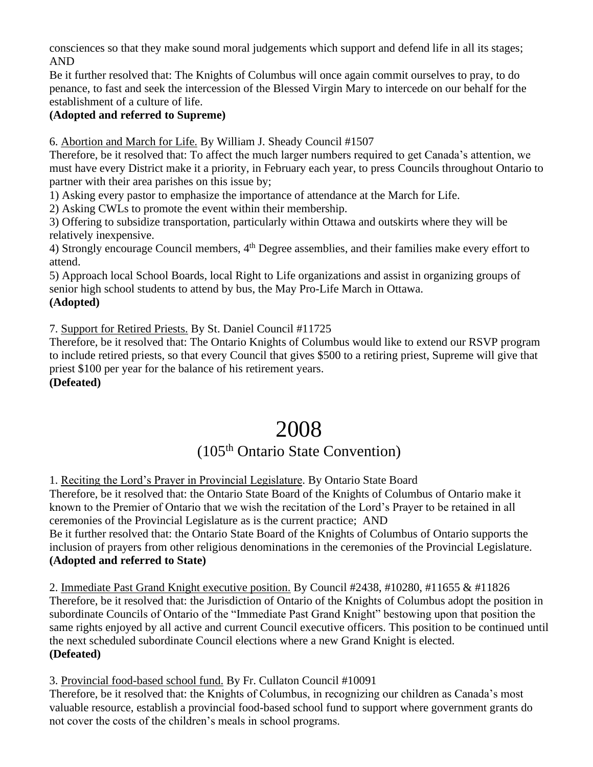consciences so that they make sound moral judgements which support and defend life in all its stages; AND

Be it further resolved that: The Knights of Columbus will once again commit ourselves to pray, to do penance, to fast and seek the intercession of the Blessed Virgin Mary to intercede on our behalf for the establishment of a culture of life.

**(Adopted and referred to Supreme)**

6. Abortion and March for Life. By William J. Sheady Council #1507

Therefore, be it resolved that: To affect the much larger numbers required to get Canada's attention, we must have every District make it a priority, in February each year, to press Councils throughout Ontario to partner with their area parishes on this issue by;

1) Asking every pastor to emphasize the importance of attendance at the March for Life.
2) Asking CWLs to promote the event within their membership.
3) Offering to subsidize transportation, particularly within Ottawa and outskirts where they will be relatively inexpensive.
4) Strongly encourage Council members, 4th Degree assemblies, and their families make every effort to attend.
5) Approach local School Boards, local Right to Life organizations and assist in organizing groups of senior high school students to attend by bus, the May Pro-Life March in Ottawa.

**(Adopted)**

7. Support for Retired Priests. By St. Daniel Council #11725

Therefore, be it resolved that: The Ontario Knights of Columbus would like to extend our RSVP program to include retired priests, so that every Council that gives $500 to a retiring priest, Supreme will give that priest $100 per year for the balance of his retirement years.

**(Defeated)**

# 2008

## (105th Ontario State Convention)

1. Reciting the Lord's Prayer in Provincial Legislature. By Ontario State Board

Therefore, be it resolved that: the Ontario State Board of the Knights of Columbus of Ontario make it known to the Premier of Ontario that we wish the recitation of the Lord's Prayer to be retained in all ceremonies of the Provincial Legislature as is the current practice; AND

Be it further resolved that: the Ontario State Board of the Knights of Columbus of Ontario supports the inclusion of prayers from other religious denominations in the ceremonies of the Provincial Legislature.

**(Adopted and referred to State)**

2. Immediate Past Grand Knight executive position. By Council #2438, #10280, #11655 & #11826

Therefore, be it resolved that: the Jurisdiction of Ontario of the Knights of Columbus adopt the position in subordinate Councils of Ontario of the "Immediate Past Grand Knight" bestowing upon that position the same rights enjoyed by all active and current Council executive officers. This position to be continued until the next scheduled subordinate Council elections where a new Grand Knight is elected.

**(Defeated)**

3. Provincial food-based school fund. By Fr. Cullaton Council #10091

Therefore, be it resolved that: the Knights of Columbus, in recognizing our children as Canada's most valuable resource, establish a provincial food-based school fund to support where government grants do not cover the costs of the children's meals in school programs.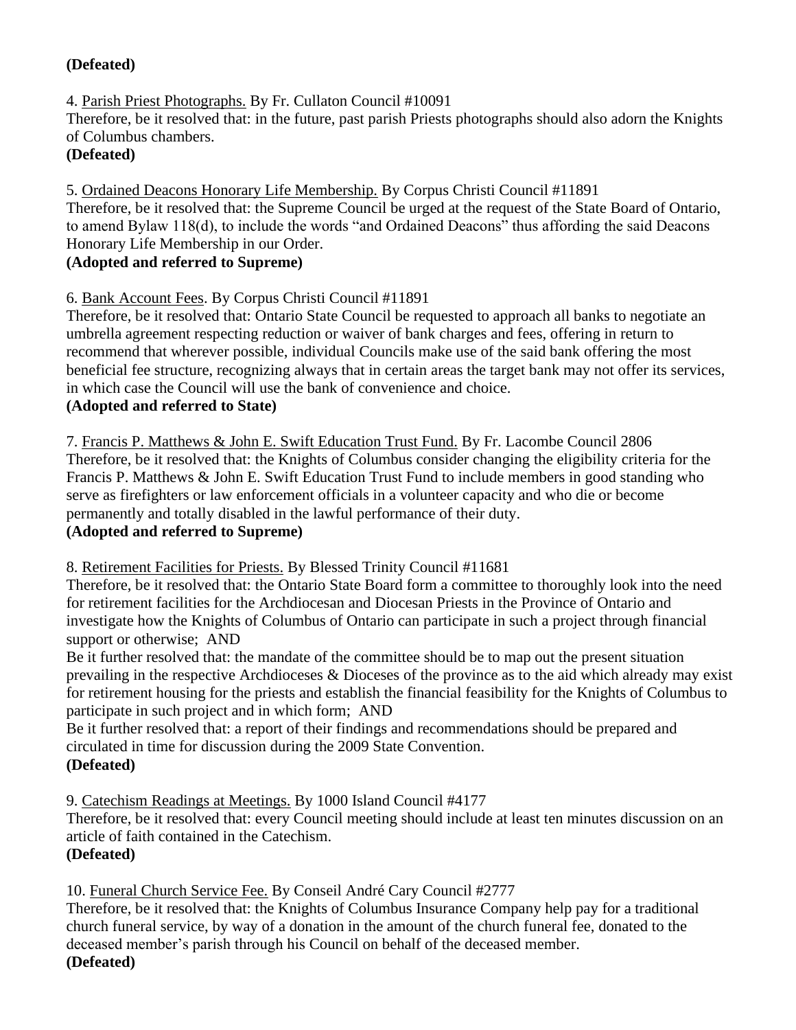**(Defeated)**

4. Parish Priest Photographs. By Fr. Cullaton Council #10091
Therefore, be it resolved that: in the future, past parish Priests photographs should also adorn the Knights of Columbus chambers.
**(Defeated)**

5. Ordained Deacons Honorary Life Membership. By Corpus Christi Council #11891
Therefore, be it resolved that: the Supreme Council be urged at the request of the State Board of Ontario, to amend Bylaw 118(d), to include the words "and Ordained Deacons" thus affording the said Deacons Honorary Life Membership in our Order.
**(Adopted and referred to Supreme)**

6. Bank Account Fees. By Corpus Christi Council #11891
Therefore, be it resolved that: Ontario State Council be requested to approach all banks to negotiate an umbrella agreement respecting reduction or waiver of bank charges and fees, offering in return to recommend that wherever possible, individual Councils make use of the said bank offering the most beneficial fee structure, recognizing always that in certain areas the target bank may not offer its services, in which case the Council will use the bank of convenience and choice.
**(Adopted and referred to State)**

7. Francis P. Matthews & John E. Swift Education Trust Fund. By Fr. Lacombe Council 2806
Therefore, be it resolved that: the Knights of Columbus consider changing the eligibility criteria for the Francis P. Matthews & John E. Swift Education Trust Fund to include members in good standing who serve as firefighters or law enforcement officials in a volunteer capacity and who die or become permanently and totally disabled in the lawful performance of their duty.
**(Adopted and referred to Supreme)**

8. Retirement Facilities for Priests. By Blessed Trinity Council #11681
Therefore, be it resolved that: the Ontario State Board form a committee to thoroughly look into the need for retirement facilities for the Archdiocesan and Diocesan Priests in the Province of Ontario and investigate how the Knights of Columbus of Ontario can participate in such a project through financial support or otherwise; AND
Be it further resolved that: the mandate of the committee should be to map out the present situation prevailing in the respective Archdioceses & Dioceses of the province as to the aid which already may exist for retirement housing for the priests and establish the financial feasibility for the Knights of Columbus to participate in such project and in which form; AND
Be it further resolved that: a report of their findings and recommendations should be prepared and circulated in time for discussion during the 2009 State Convention.
**(Defeated)**

9. Catechism Readings at Meetings. By 1000 Island Council #4177
Therefore, be it resolved that: every Council meeting should include at least ten minutes discussion on an article of faith contained in the Catechism.
**(Defeated)**

10. Funeral Church Service Fee. By Conseil André Cary Council #2777
Therefore, be it resolved that: the Knights of Columbus Insurance Company help pay for a traditional church funeral service, by way of a donation in the amount of the church funeral fee, donated to the deceased member's parish through his Council on behalf of the deceased member.
**(Defeated)**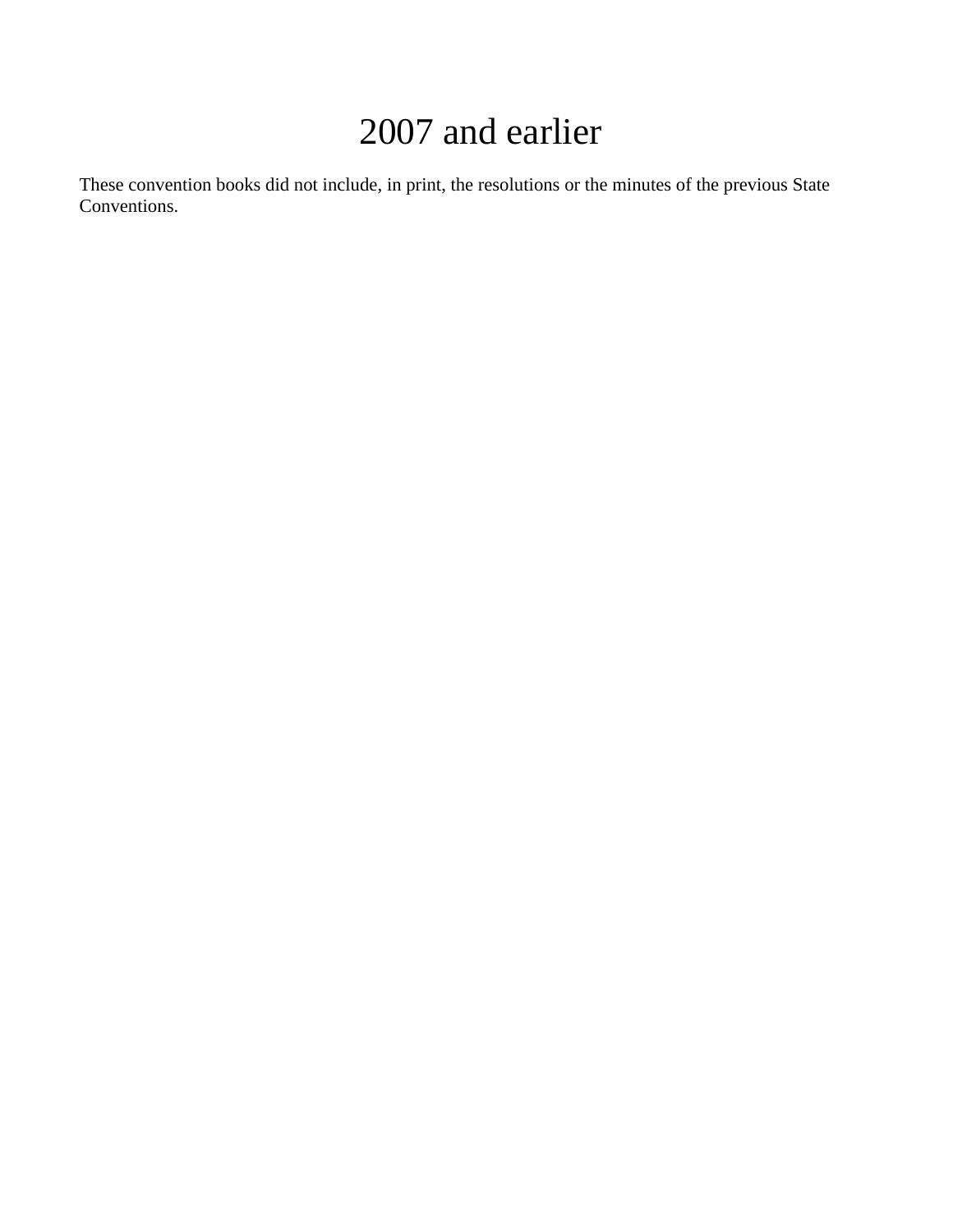# 2007 and earlier

These convention books did not include, in print, the resolutions or the minutes of the previous State Conventions.